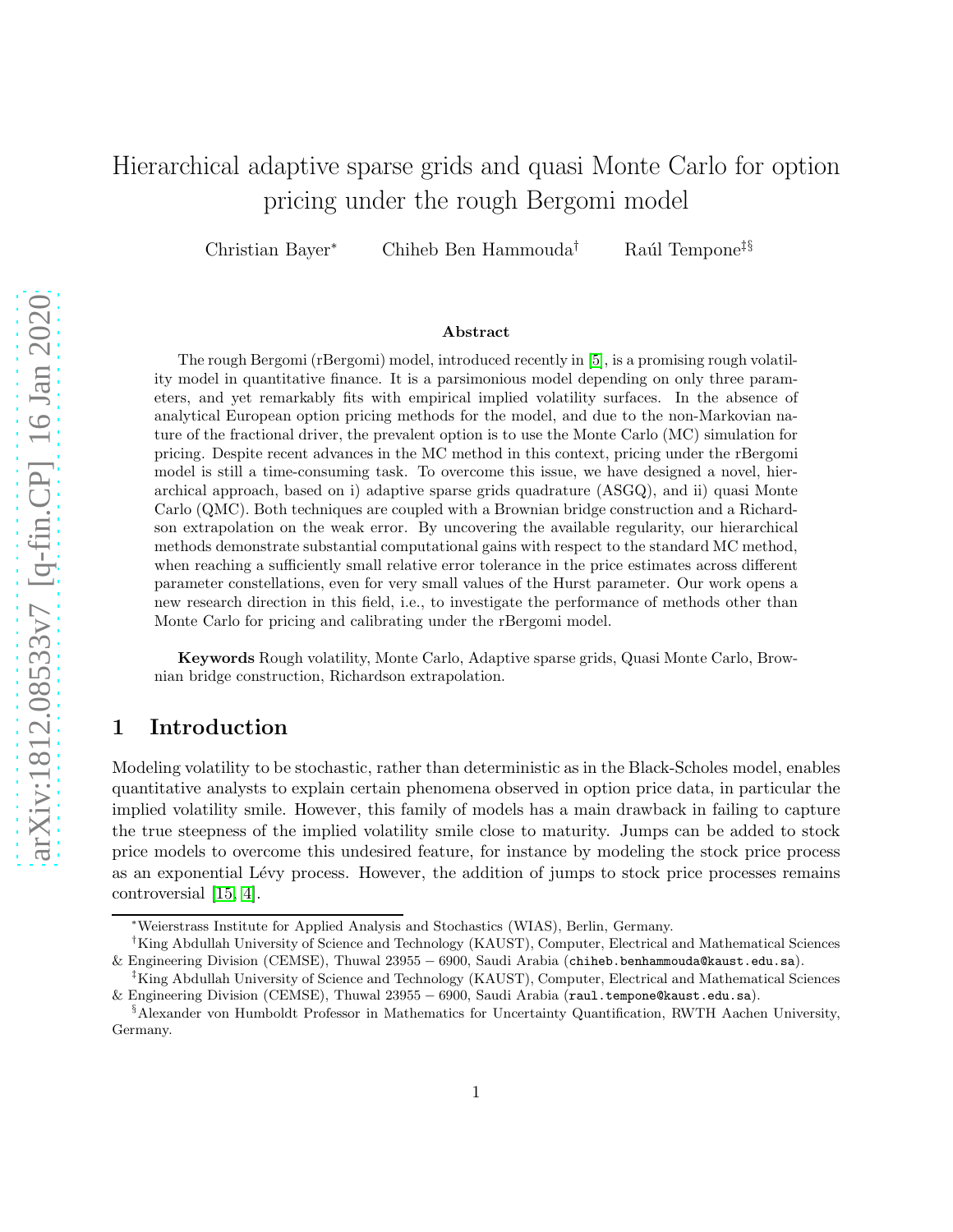# Hierarchical adaptive sparse grids and quasi Monte Carlo for option pricing under the rough Bergomi model

Christian Bayer[*] Chiheb Ben Hammouda[†] Raúl Tempone[‡§]

**Abstract**

The rough Bergomi (rBergomi) model, introduced recently in [5], is a promising rough volatility model in quantitative finance. It is a parsimonious model depending on only three parameters, and yet remarkably fits with empirical implied volatility surfaces. In the absence of analytical European option pricing methods for the model, and due to the non-Markovian nature of the fractional driver, the prevalent option is to use the Monte Carlo (MC) simulation for pricing. Despite recent advances in the MC method in this context, pricing under the rBergomi model is still a time-consuming task. To overcome this issue, we have designed a novel, hierarchical approach, based on i) adaptive sparse grids quadrature (ASGQ), and ii) quasi Monte Carlo (QMC). Both techniques are coupled with a Brownian bridge construction and a Richardson extrapolation on the weak error. By uncovering the available regularity, our hierarchical methods demonstrate substantial computational gains with respect to the standard MC method, when reaching a sufficiently small relative error tolerance in the price estimates across different parameter constellations, even for very small values of the Hurst parameter. Our work opens a new research direction in this field, i.e., to investigate the performance of methods other than Monte Carlo for pricing and calibrating under the rBergomi model.

**Keywords** Rough volatility, Monte Carlo, Adaptive sparse grids, Quasi Monte Carlo, Brownian bridge construction, Richardson extrapolation.

## 1 Introduction

Modeling volatility to be stochastic, rather than deterministic as in the Black-Scholes model, enables quantitative analysts to explain certain phenomena observed in option price data, in particular the implied volatility smile. However, this family of models has a main drawback in failing to capture the true steepness of the implied volatility smile close to maturity. Jumps can be added to stock price models to overcome this undesired feature, for instance by modeling the stock price process as an exponential Lévy process. However, the addition of jumps to stock price processes remains controversial [15, 4].

---

[*] Weierstrass Institute for Applied Analysis and Stochastics (WIAS), Berlin, Germany.

[†] King Abdullah University of Science and Technology (KAUST), Computer, Electrical and Mathematical Sciences & Engineering Division (CEMSE), Thuwal 23955 − 6900, Saudi Arabia (chiheb.benhammouda@kaust.edu.sa).

[‡] King Abdullah University of Science and Technology (KAUST), Computer, Electrical and Mathematical Sciences & Engineering Division (CEMSE), Thuwal 23955 − 6900, Saudi Arabia (raul.tempone@kaust.edu.sa).

[§] Alexander von Humboldt Professor in Mathematics for Uncertainty Quantification, RWTH Aachen University, Germany.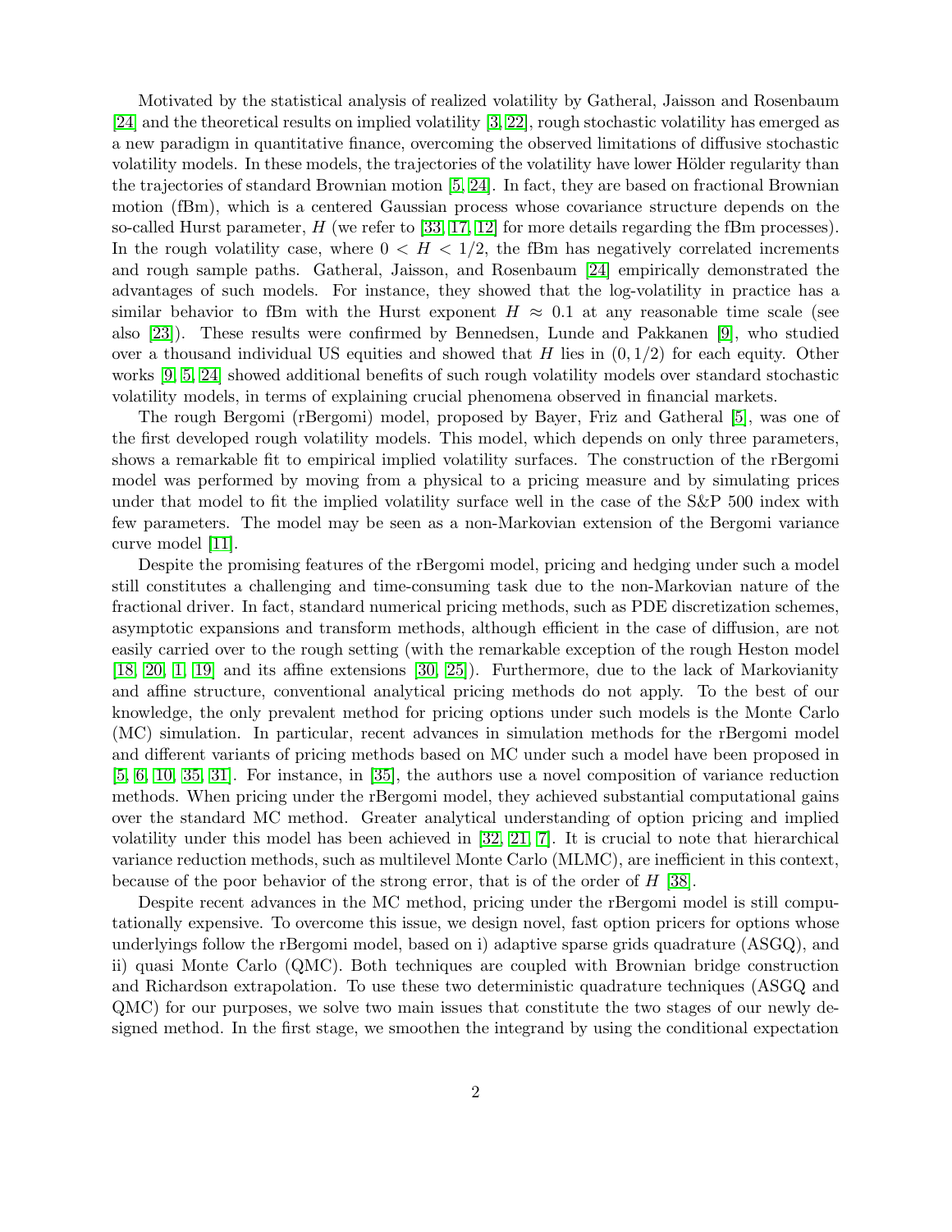Motivated by the statistical analysis of realized volatility by Gatheral, Jaisson and Rosenbaum [24] and the theoretical results on implied volatility [3, 22], rough stochastic volatility has emerged as a new paradigm in quantitative finance, overcoming the observed limitations of diffusive stochastic volatility models. In these models, the trajectories of the volatility have lower Hölder regularity than the trajectories of standard Brownian motion [5, 24]. In fact, they are based on fractional Brownian motion (fBm), which is a centered Gaussian process whose covariance structure depends on the so-called Hurst parameter, $H$ (we refer to [33, 17, 12] for more details regarding the fBm processes). In the rough volatility case, where $0 < H < 1/2$, the fBm has negatively correlated increments and rough sample paths. Gatheral, Jaisson, and Rosenbaum [24] empirically demonstrated the advantages of such models. For instance, they showed that the log-volatility in practice has a similar behavior to fBm with the Hurst exponent $H \approx 0.1$ at any reasonable time scale (see also [23]). These results were confirmed by Bennedsen, Lunde and Pakkanen [9], who studied over a thousand individual US equities and showed that $H$ lies in $(0, 1/2)$ for each equity. Other works [9, 5, 24] showed additional benefits of such rough volatility models over standard stochastic volatility models, in terms of explaining crucial phenomena observed in financial markets.

The rough Bergomi (rBergomi) model, proposed by Bayer, Friz and Gatheral [5], was one of the first developed rough volatility models. This model, which depends on only three parameters, shows a remarkable fit to empirical implied volatility surfaces. The construction of the rBergomi model was performed by moving from a physical to a pricing measure and by simulating prices under that model to fit the implied volatility surface well in the case of the S&P 500 index with few parameters. The model may be seen as a non-Markovian extension of the Bergomi variance curve model [11].

Despite the promising features of the rBergomi model, pricing and hedging under such a model still constitutes a challenging and time-consuming task due to the non-Markovian nature of the fractional driver. In fact, standard numerical pricing methods, such as PDE discretization schemes, asymptotic expansions and transform methods, although efficient in the case of diffusion, are not easily carried over to the rough setting (with the remarkable exception of the rough Heston model [18, 20, 1, 19] and its affine extensions [30, 25]). Furthermore, due to the lack of Markovianity and affine structure, conventional analytical pricing methods do not apply. To the best of our knowledge, the only prevalent method for pricing options under such models is the Monte Carlo (MC) simulation. In particular, recent advances in simulation methods for the rBergomi model and different variants of pricing methods based on MC under such a model have been proposed in [5, 6, 10, 35, 31]. For instance, in [35], the authors use a novel composition of variance reduction methods. When pricing under the rBergomi model, they achieved substantial computational gains over the standard MC method. Greater analytical understanding of option pricing and implied volatility under this model has been achieved in [32, 21, 7]. It is crucial to note that hierarchical variance reduction methods, such as multilevel Monte Carlo (MLMC), are inefficient in this context, because of the poor behavior of the strong error, that is of the order of $H$ [38].

Despite recent advances in the MC method, pricing under the rBergomi model is still computationally expensive. To overcome this issue, we design novel, fast option pricers for options whose underlyings follow the rBergomi model, based on i) adaptive sparse grids quadrature (ASGQ), and ii) quasi Monte Carlo (QMC). Both techniques are coupled with Brownian bridge construction and Richardson extrapolation. To use these two deterministic quadrature techniques (ASGQ and QMC) for our purposes, we solve two main issues that constitute the two stages of our newly designed method. In the first stage, we smoothen the integrand by using the conditional expectation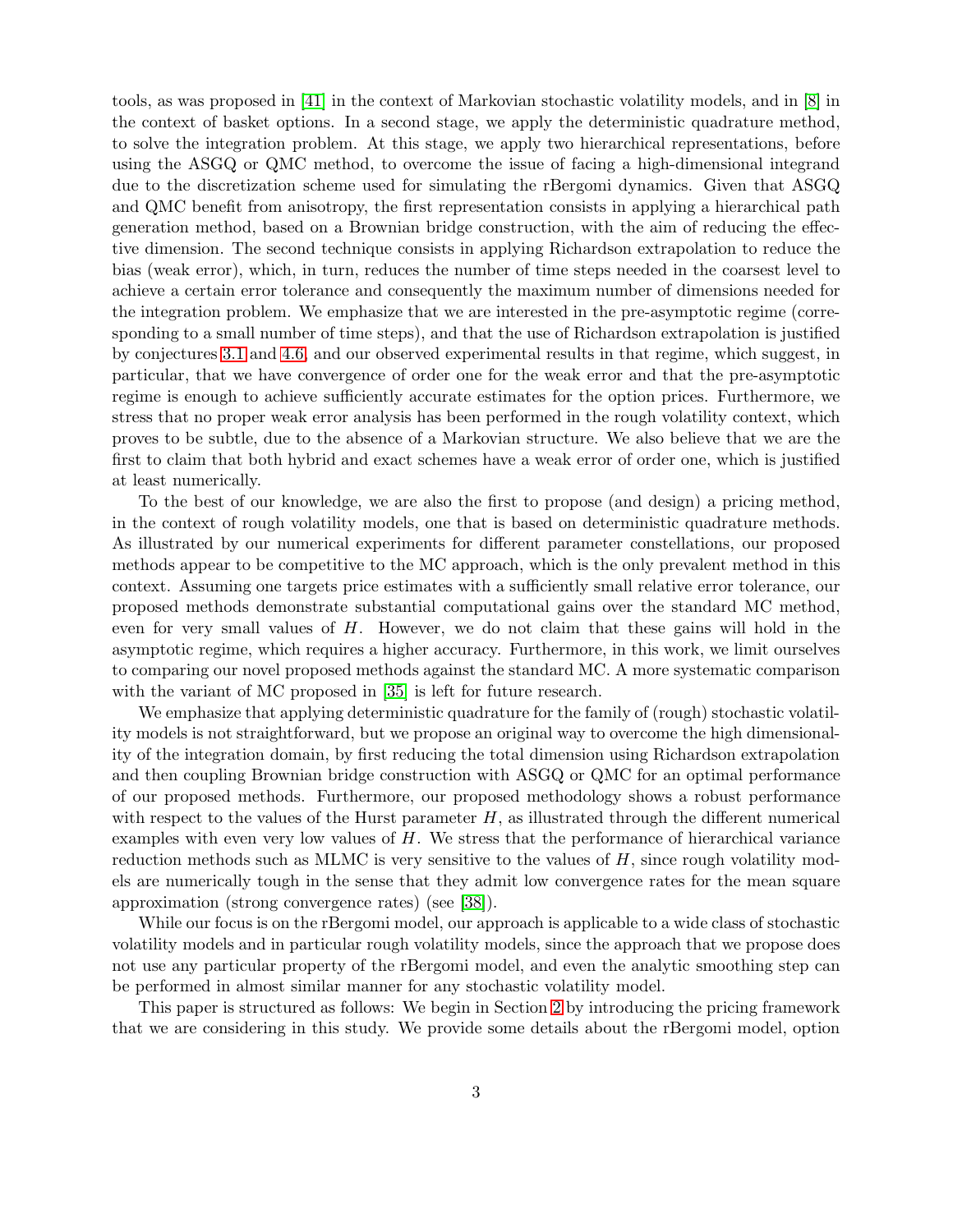tools, as was proposed in [41] in the context of Markovian stochastic volatility models, and in [8] in the context of basket options. In a second stage, we apply the deterministic quadrature method, to solve the integration problem. At this stage, we apply two hierarchical representations, before using the ASGQ or QMC method, to overcome the issue of facing a high-dimensional integrand due to the discretization scheme used for simulating the rBergomi dynamics. Given that ASGQ and QMC benefit from anisotropy, the first representation consists in applying a hierarchical path generation method, based on a Brownian bridge construction, with the aim of reducing the effective dimension. The second technique consists in applying Richardson extrapolation to reduce the bias (weak error), which, in turn, reduces the number of time steps needed in the coarsest level to achieve a certain error tolerance and consequently the maximum number of dimensions needed for the integration problem. We emphasize that we are interested in the pre-asymptotic regime (corresponding to a small number of time steps), and that the use of Richardson extrapolation is justified by conjectures 3.1 and 4.6, and our observed experimental results in that regime, which suggest, in particular, that we have convergence of order one for the weak error and that the pre-asymptotic regime is enough to achieve sufficiently accurate estimates for the option prices. Furthermore, we stress that no proper weak error analysis has been performed in the rough volatility context, which proves to be subtle, due to the absence of a Markovian structure. We also believe that we are the first to claim that both hybrid and exact schemes have a weak error of order one, which is justified at least numerically.

To the best of our knowledge, we are also the first to propose (and design) a pricing method, in the context of rough volatility models, one that is based on deterministic quadrature methods. As illustrated by our numerical experiments for different parameter constellations, our proposed methods appear to be competitive to the MC approach, which is the only prevalent method in this context. Assuming one targets price estimates with a sufficiently small relative error tolerance, our proposed methods demonstrate substantial computational gains over the standard MC method, even for very small values of $H$. However, we do not claim that these gains will hold in the asymptotic regime, which requires a higher accuracy. Furthermore, in this work, we limit ourselves to comparing our novel proposed methods against the standard MC. A more systematic comparison with the variant of MC proposed in [35] is left for future research.

We emphasize that applying deterministic quadrature for the family of (rough) stochastic volatility models is not straightforward, but we propose an original way to overcome the high dimensionality of the integration domain, by first reducing the total dimension using Richardson extrapolation and then coupling Brownian bridge construction with ASGQ or QMC for an optimal performance of our proposed methods. Furthermore, our proposed methodology shows a robust performance with respect to the values of the Hurst parameter $H$, as illustrated through the different numerical examples with even very low values of $H$. We stress that the performance of hierarchical variance reduction methods such as MLMC is very sensitive to the values of $H$, since rough volatility models are numerically tough in the sense that they admit low convergence rates for the mean square approximation (strong convergence rates) (see [38]).

While our focus is on the rBergomi model, our approach is applicable to a wide class of stochastic volatility models and in particular rough volatility models, since the approach that we propose does not use any particular property of the rBergomi model, and even the analytic smoothing step can be performed in almost similar manner for any stochastic volatility model.

This paper is structured as follows: We begin in Section 2 by introducing the pricing framework that we are considering in this study. We provide some details about the rBergomi model, option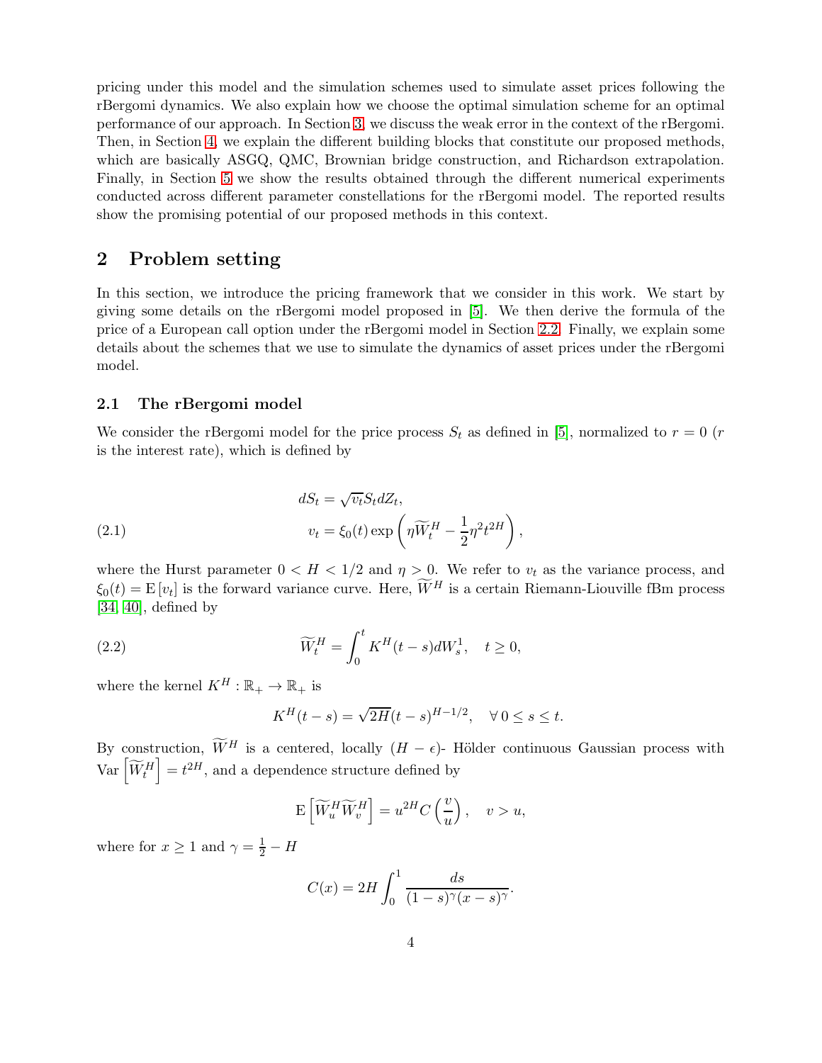pricing under this model and the simulation schemes used to simulate asset prices following the rBergomi dynamics. We also explain how we choose the optimal simulation scheme for an optimal performance of our approach. In Section 3, we discuss the weak error in the context of the rBergomi. Then, in Section 4, we explain the different building blocks that constitute our proposed methods, which are basically ASGQ, QMC, Brownian bridge construction, and Richardson extrapolation. Finally, in Section 5 we show the results obtained through the different numerical experiments conducted across different parameter constellations for the rBergomi model. The reported results show the promising potential of our proposed methods in this context.

## 2 Problem setting

In this section, we introduce the pricing framework that we consider in this work. We start by giving some details on the rBergomi model proposed in [5]. We then derive the formula of the price of a European call option under the rBergomi model in Section 2.2. Finally, we explain some details about the schemes that we use to simulate the dynamics of asset prices under the rBergomi model.

### 2.1 The rBergomi model

We consider the rBergomi model for the price process $S_t$ as defined in [5], normalized to $r = 0$ ($r$ is the interest rate), which is defined by

$$
\begin{aligned}
dS_t &= \sqrt{v_t} S_t dZ_t, \\
v_t &= \xi_0(t) \exp\left( \eta \widetilde{W}_t^H - \frac{1}{2} \eta^2 t^{2H} \right),
\end{aligned}
\tag{2.1}
$$

where the Hurst parameter $0 < H < 1/2$ and $\eta > 0$. We refer to $v_t$ as the variance process, and $\xi_0(t) = \mathrm{E}[v_t]$ is the forward variance curve. Here, $\widetilde{W}^H$ is a certain Riemann-Liouville fBm process [34, 40], defined by

$$
\widetilde{W}_t^H = \int_0^t K^H(t-s) dW_s^1, \quad t \geq 0, \tag{2.2}
$$

where the kernel $K^H : \mathbb{R}_+ \to \mathbb{R}_+$ is

$$
K^H(t-s) = \sqrt{2H}(t-s)^{H-1/2}, \quad \forall\, 0 \leq s \leq t.
$$

By construction, $\widetilde{W}^H$ is a centered, locally $(H-\epsilon)$- Hölder continuous Gaussian process with $\mathrm{Var}\left[\widetilde{W}_t^H\right] = t^{2H}$, and a dependence structure defined by

$$
\mathrm{E}\left[\widetilde{W}_u^H \widetilde{W}_v^H\right] = u^{2H} C\left(\frac{v}{u}\right), \quad v > u,
$$

where for $x \geq 1$ and $\gamma = \frac{1}{2} - H$

$$
C(x) = 2H \int_0^1 \frac{ds}{(1-s)^\gamma (x-s)^\gamma}.
$$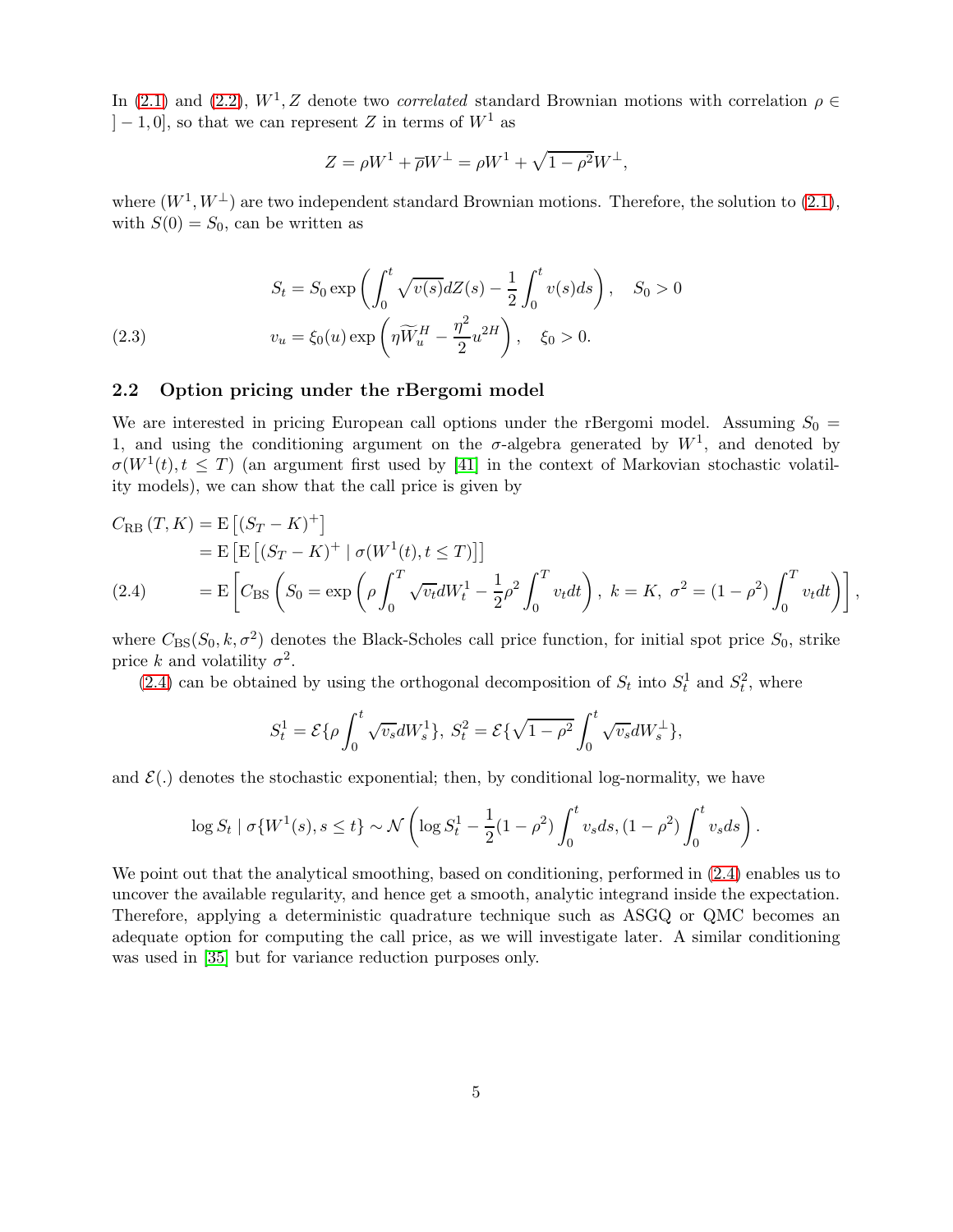In (2.1) and (2.2), $W^1, Z$ denote two *correlated* standard Brownian motions with correlation $\rho \in ]-1, 0]$, so that we can represent $Z$ in terms of $W^1$ as

$$Z = \rho W^1 + \overline{\rho} W^{\perp} = \rho W^1 + \sqrt{1-\rho^2} W^{\perp},$$

where $(W^1, W^{\perp})$ are two independent standard Brownian motions. Therefore, the solution to (2.1), with $S(0) = S_0$, can be written as

$$
\begin{aligned}
S_t &= S_0 \exp\left( \int_0^t \sqrt{v(s)} dZ(s) - \frac{1}{2} \int_0^t v(s) ds \right), \quad S_0 > 0 \\
v_u &= \xi_0(u) \exp\left( \eta \widetilde{W}_u^H - \frac{\eta^2}{2} u^{2H} \right), \quad \xi_0 > 0.
\end{aligned}
\tag{2.3}
$$

## 2.2 Option pricing under the rBergomi model

We are interested in pricing European call options under the rBergomi model. Assuming $S_0 = 1$, and using the conditioning argument on the $\sigma$-algebra generated by $W^1$, and denoted by $\sigma(W^1(t), t \leq T)$ (an argument first used by [41] in the context of Markovian stochastic volatility models), we can show that the call price is given by

$$
\begin{aligned}
C_{\text{RB}}(T, K) &= \text{E}\left[ (S_T - K)^+ \right] \\
&= \text{E}\left[ \text{E}\left[ (S_T - K)^+ \mid \sigma(W^1(t), t \leq T) \right] \right] \\
&= \text{E}\left[ C_{\text{BS}}\left( S_0 = \exp\left( \rho \int_0^T \sqrt{v_t} dW_t^1 - \frac{1}{2} \rho^2 \int_0^T v_t dt \right),\ k = K,\ \sigma^2 = (1-\rho^2) \int_0^T v_t dt \right) \right],
\end{aligned}
\tag{2.4}
$$

where $C_{\text{BS}}(S_0, k, \sigma^2)$ denotes the Black-Scholes call price function, for initial spot price $S_0$, strike price $k$ and volatility $\sigma^2$.

(2.4) can be obtained by using the orthogonal decomposition of $S_t$ into $S_t^1$ and $S_t^2$, where

$$S_t^1 = \mathcal{E}\{\rho \int_0^t \sqrt{v_s} dW_s^1\},\ S_t^2 = \mathcal{E}\{\sqrt{1-\rho^2} \int_0^t \sqrt{v_s} dW_s^{\perp}\},$$

and $\mathcal{E}(.)$ denotes the stochastic exponential; then, by conditional log-normality, we have

$$\log S_t \mid \sigma\{W^1(s), s \leq t\} \sim \mathcal{N}\left( \log S_t^1 - \frac{1}{2}(1-\rho^2) \int_0^t v_s ds, (1-\rho^2) \int_0^t v_s ds \right).$$

We point out that the analytical smoothing, based on conditioning, performed in (2.4) enables us to uncover the available regularity, and hence get a smooth, analytic integrand inside the expectation. Therefore, applying a deterministic quadrature technique such as ASGQ or QMC becomes an adequate option for computing the call price, as we will investigate later. A similar conditioning was used in [35] but for variance reduction purposes only.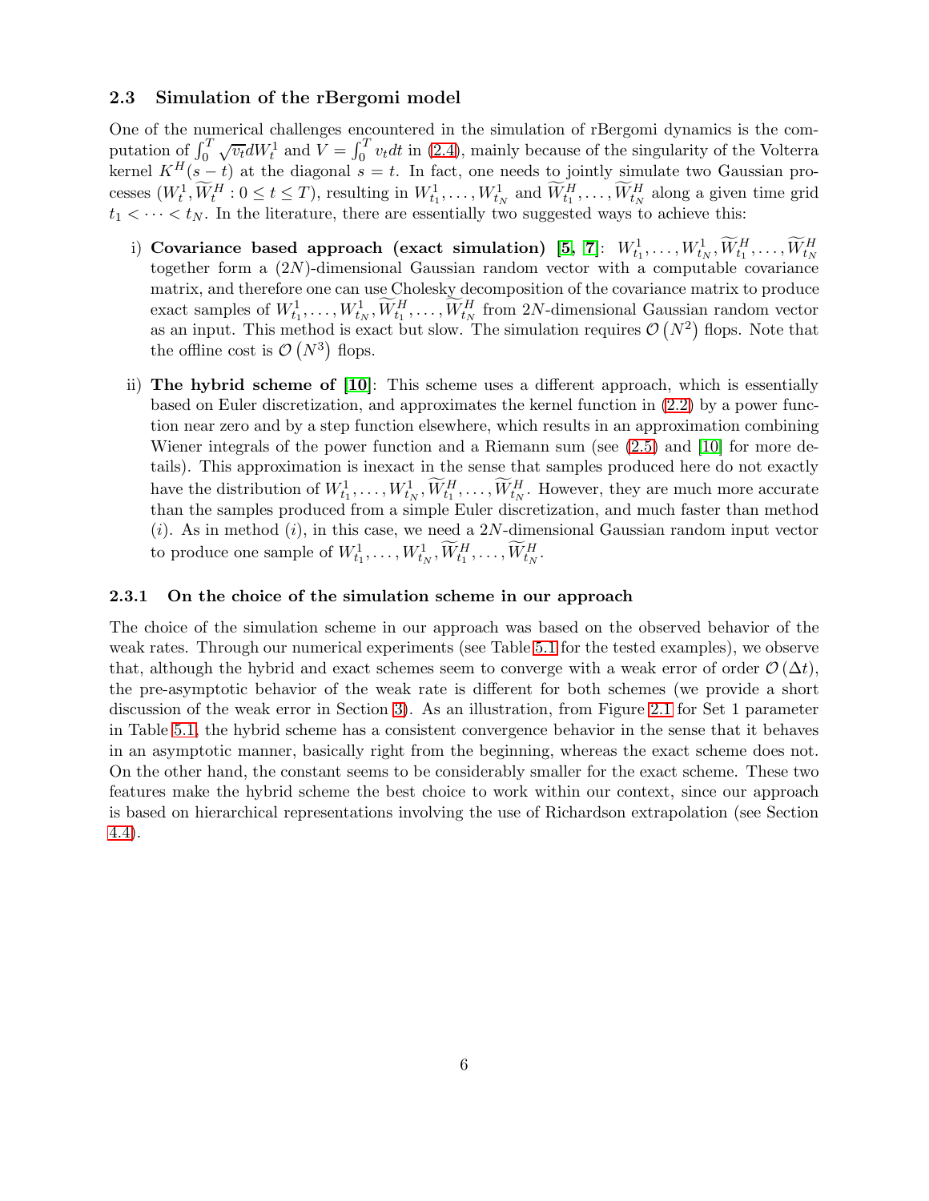### 2.3 Simulation of the rBergomi model

One of the numerical challenges encountered in the simulation of rBergomi dynamics is the computation of $\int_0^T \sqrt{v_t} dW_t^1$ and $V = \int_0^T v_t dt$ in (2.4), mainly because of the singularity of the Volterra kernel $K^H(s-t)$ at the diagonal $s = t$. In fact, one needs to jointly simulate two Gaussian processes $(W_t^1, \widetilde{W}_t^H : 0 \leq t \leq T)$, resulting in $W_{t_1}^1, \ldots, W_{t_N}^1$ and $\widetilde{W}_{t_1}^H, \ldots, \widetilde{W}_{t_N}^H$ along a given time grid $t_1 < \cdots < t_N$. In the literature, there are essentially two suggested ways to achieve this:

i) **Covariance based approach (exact simulation) [5, 7]**: $W_{t_1}^1, \ldots, W_{t_N}^1, \widetilde{W}_{t_1}^H, \ldots, \widetilde{W}_{t_N}^H$ together form a $(2N)$-dimensional Gaussian random vector with a computable covariance matrix, and therefore one can use Cholesky decomposition of the covariance matrix to produce exact samples of $W_{t_1}^1, \ldots, W_{t_N}^1, \widetilde{W}_{t_1}^H, \ldots, \widetilde{W}_{t_N}^H$ from $2N$-dimensional Gaussian random vector as an input. This method is exact but slow. The simulation requires $\mathcal{O}\left(N^2\right)$ flops. Note that the offline cost is $\mathcal{O}\left(N^3\right)$ flops.

ii) **The hybrid scheme of [10]**: This scheme uses a different approach, which is essentially based on Euler discretization, and approximates the kernel function in (2.2) by a power function near zero and by a step function elsewhere, which results in an approximation combining Wiener integrals of the power function and a Riemann sum (see (2.5) and [10] for more details). This approximation is inexact in the sense that samples produced here do not exactly have the distribution of $W_{t_1}^1, \ldots, W_{t_N}^1, \widetilde{W}_{t_1}^H, \ldots, \widetilde{W}_{t_N}^H$. However, they are much more accurate than the samples produced from a simple Euler discretization, and much faster than method $(i)$. As in method $(i)$, in this case, we need a $2N$-dimensional Gaussian random input vector to produce one sample of $W_{t_1}^1, \ldots, W_{t_N}^1, \widetilde{W}_{t_1}^H, \ldots, \widetilde{W}_{t_N}^H$.

#### 2.3.1 On the choice of the simulation scheme in our approach

The choice of the simulation scheme in our approach was based on the observed behavior of the weak rates. Through our numerical experiments (see Table 5.1 for the tested examples), we observe that, although the hybrid and exact schemes seem to converge with a weak error of order $\mathcal{O}(\Delta t)$, the pre-asymptotic behavior of the weak rate is different for both schemes (we provide a short discussion of the weak error in Section 3). As an illustration, from Figure 2.1 for Set 1 parameter in Table 5.1, the hybrid scheme has a consistent convergence behavior in the sense that it behaves in an asymptotic manner, basically right from the beginning, whereas the exact scheme does not. On the other hand, the constant seems to be considerably smaller for the exact scheme. These two features make the hybrid scheme the best choice to work within our context, since our approach is based on hierarchical representations involving the use of Richardson extrapolation (see Section 4.4).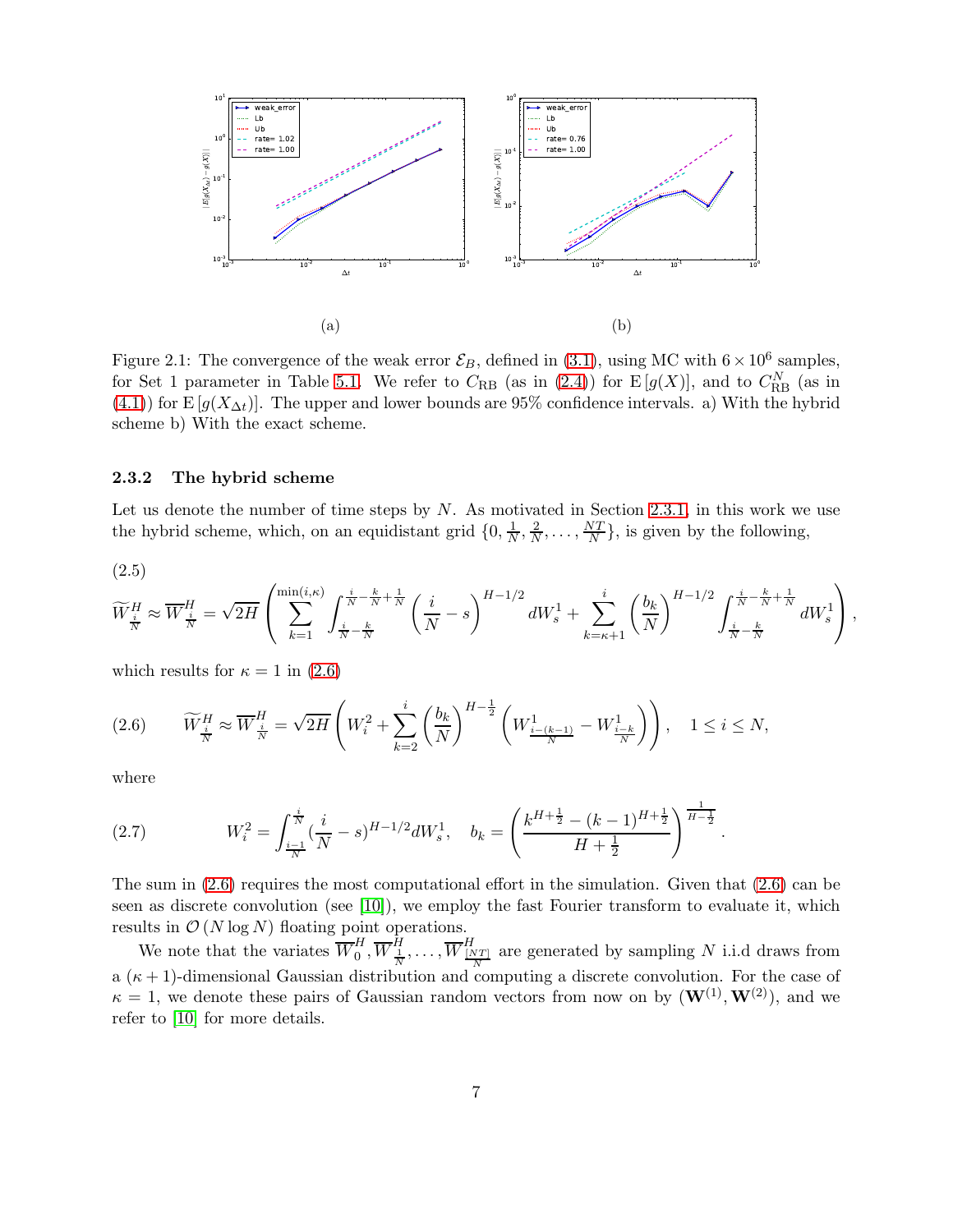(a)

(b)

Figure 2.1: The convergence of the weak error $\mathcal{E}_B$, defined in (3.1), using MC with $6 \times 10^6$ samples, for Set 1 parameter in Table 5.1. We refer to $C_{\text{RB}}$ (as in (2.4)) for $\mathrm{E}[g(X)]$, and to $C_{\text{RB}}^N$ (as in (4.1)) for $\mathrm{E}[g(X_{\Delta t})]$. The upper and lower bounds are 95% confidence intervals. a) With the hybrid scheme b) With the exact scheme.

### 2.3.2 The hybrid scheme

Let us denote the number of time steps by $N$. As motivated in Section 2.3.1, in this work we use the hybrid scheme, which, on an equidistant grid $\{0, \frac{1}{N}, \frac{2}{N}, \ldots, \frac{NT}{N}\}$, is given by the following,

(2.5)
$$\widetilde{W}^H_{\frac{i}{N}} \approx \overline{W}^H_{\frac{i}{N}} = \sqrt{2H}\left(\sum_{k=1}^{\min(i,\kappa)} \int_{\frac{i}{N}-\frac{k}{N}}^{\frac{i}{N}-\frac{k}{N}+\frac{1}{N}} \left(\frac{i}{N}-s\right)^{H-1/2} dW^1_s + \sum_{k=\kappa+1}^{i} \left(\frac{b_k}{N}\right)^{H-1/2} \int_{\frac{i}{N}-\frac{k}{N}}^{\frac{i}{N}-\frac{k}{N}+\frac{1}{N}} dW^1_s\right),$$

which results for $\kappa = 1$ in (2.6)

$$\widetilde{W}^H_{\frac{i}{N}} \approx \overline{W}^H_{\frac{i}{N}} = \sqrt{2H}\left(W^2_i + \sum_{k=2}^{i} \left(\frac{b_k}{N}\right)^{H-\frac{1}{2}} \left(W^1_{\frac{i-(k-1)}{N}} - W^1_{\frac{i-k}{N}}\right)\right), \quad 1 \le i \le N, \tag{2.6}$$

where

$$W^2_i = \int_{\frac{i-1}{N}}^{\frac{i}{N}} \left(\frac{i}{N}-s\right)^{H-1/2} dW^1_s, \quad b_k = \left(\frac{k^{H+\frac{1}{2}} - (k-1)^{H+\frac{1}{2}}}{H+\frac{1}{2}}\right)^{\frac{1}{H-\frac{1}{2}}}. \tag{2.7}$$

The sum in (2.6) requires the most computational effort in the simulation. Given that (2.6) can be seen as discrete convolution (see [10]), we employ the fast Fourier transform to evaluate it, which results in $\mathcal{O}(N \log N)$ floating point operations.

We note that the variates $\overline{W}^H_0, \overline{W}^H_{\frac{1}{N}}, \ldots, \overline{W}^H_{\frac{[NT]}{N}}$ are generated by sampling $N$ i.i.d draws from a $(\kappa+1)$-dimensional Gaussian distribution and computing a discrete convolution. For the case of $\kappa = 1$, we denote these pairs of Gaussian random vectors from now on by $(\mathbf{W}^{(1)}, \mathbf{W}^{(2)})$, and we refer to [10] for more details.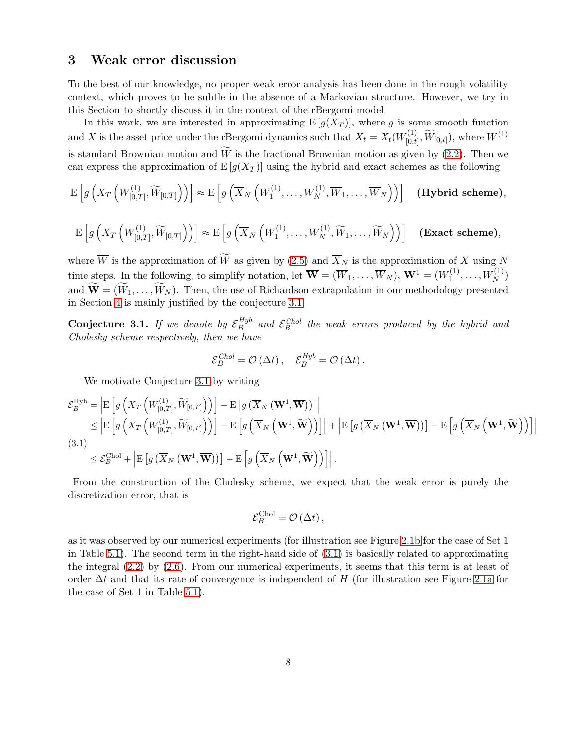## 3 Weak error discussion

To the best of our knowledge, no proper weak error analysis has been done in the rough volatility context, which proves to be subtle in the absence of a Markovian structure. However, we try in this Section to shortly discuss it in the context of the rBergomi model.

In this work, we are interested in approximating $\mathrm{E}\left[g(X_T)\right]$, where $g$ is some smooth function and $X$ is the asset price under the rBergomi dynamics such that $X_t = X_t(W^{(1)}_{[0,t]}, \widetilde{W}_{[0,t]})$, where $W^{(1)}$ is standard Brownian motion and $\widetilde{W}$ is the fractional Brownian motion as given by (2.2). Then we can express the approximation of $\mathrm{E}\left[g(X_T)\right]$ using the hybrid and exact schemes as the following

$$\mathrm{E}\left[g\left(X_T\left(W^{(1)}_{[0,T]}, \widetilde{W}_{[0,T]}\right)\right)\right] \approx \mathrm{E}\left[g\left(\overline{X}_N\left(W^{(1)}_1, \dots, W^{(1)}_N, \overline{W}_1, \dots, \overline{W}_N\right)\right)\right] \quad \textbf{(Hybrid scheme)},$$

$$\mathrm{E}\left[g\left(X_T\left(W^{(1)}_{[0,T]}, \widetilde{W}_{[0,T]}\right)\right)\right] \approx \mathrm{E}\left[g\left(\overline{X}_N\left(W^{(1)}_1, \dots, W^{(1)}_N, \widetilde{W}_1, \dots, \widetilde{W}_N\right)\right)\right] \quad \textbf{(Exact scheme)},$$

where $\overline{W}$ is the approximation of $\widetilde{W}$ as given by (2.5) and $\overline{X}_N$ is the approximation of $X$ using $N$ time steps. In the following, to simplify notation, let $\overline{\mathbf{W}} = (\overline{W}_1, \dots, \overline{W}_N)$, $\mathbf{W}^1 = (W^{(1)}_1, \dots, W^{(1)}_N)$ and $\widetilde{\mathbf{W}} = (\widetilde{W}_1, \dots, \widetilde{W}_N)$. Then, the use of Richardson extrapolation in our methodology presented in Section 4 is mainly justified by the conjecture 3.1

**Conjecture 3.1.** *If we denote by $\mathcal{E}^{Hyb}_B$ and $\mathcal{E}^{Chol}_B$ the weak errors produced by the hybrid and Cholesky scheme respectively, then we have*

$$\mathcal{E}^{Chol}_B = \mathcal{O}\left(\Delta t\right), \quad \mathcal{E}^{Hyb}_B = \mathcal{O}\left(\Delta t\right).$$

We motivate Conjecture 3.1 by writing

$$\begin{aligned}
\mathcal{E}^{\text{Hyb}}_B &= \left|\mathrm{E}\left[g\left(X_T\left(W^{(1)}_{[0,T]}, \widetilde{W}_{[0,T]}\right)\right)\right] - \mathrm{E}\left[g\left(\overline{X}_N\left(\mathbf{W}^1, \overline{\mathbf{W}}\right)\right)\right]\right| \\
&\leq \left|\mathrm{E}\left[g\left(X_T\left(W^{(1)}_{[0,T]}, \widetilde{W}_{[0,T]}\right)\right)\right] - \mathrm{E}\left[g\left(\overline{X}_N\left(\mathbf{W}^1, \widetilde{\mathbf{W}}\right)\right)\right]\right| + \left|\mathrm{E}\left[g\left(\overline{X}_N\left(\mathbf{W}^1, \overline{\mathbf{W}}\right)\right)\right] - \mathrm{E}\left[g\left(\overline{X}_N\left(\mathbf{W}^1, \widetilde{\mathbf{W}}\right)\right)\right]\right| \\
&\leq \mathcal{E}^{\text{Chol}}_B + \left|\mathrm{E}\left[g\left(\overline{X}_N\left(\mathbf{W}^1, \overline{\mathbf{W}}\right)\right)\right] - \mathrm{E}\left[g\left(\overline{X}_N\left(\mathbf{W}^1, \widetilde{\mathbf{W}}\right)\right)\right]\right|.
\end{aligned} \tag{3.1}$$

From the construction of the Cholesky scheme, we expect that the weak error is purely the discretization error, that is

$$\mathcal{E}^{\text{Chol}}_B = \mathcal{O}\left(\Delta t\right),$$

as it was observed by our numerical experiments (for illustration see Figure 2.1b for the case of Set 1 in Table 5.1). The second term in the right-hand side of (3.1) is basically related to approximating the integral (2.2) by (2.6). From our numerical experiments, it seems that this term is at least of order $\Delta t$ and that its rate of convergence is independent of $H$ (for illustration see Figure 2.1a for the case of Set 1 in Table 5.1).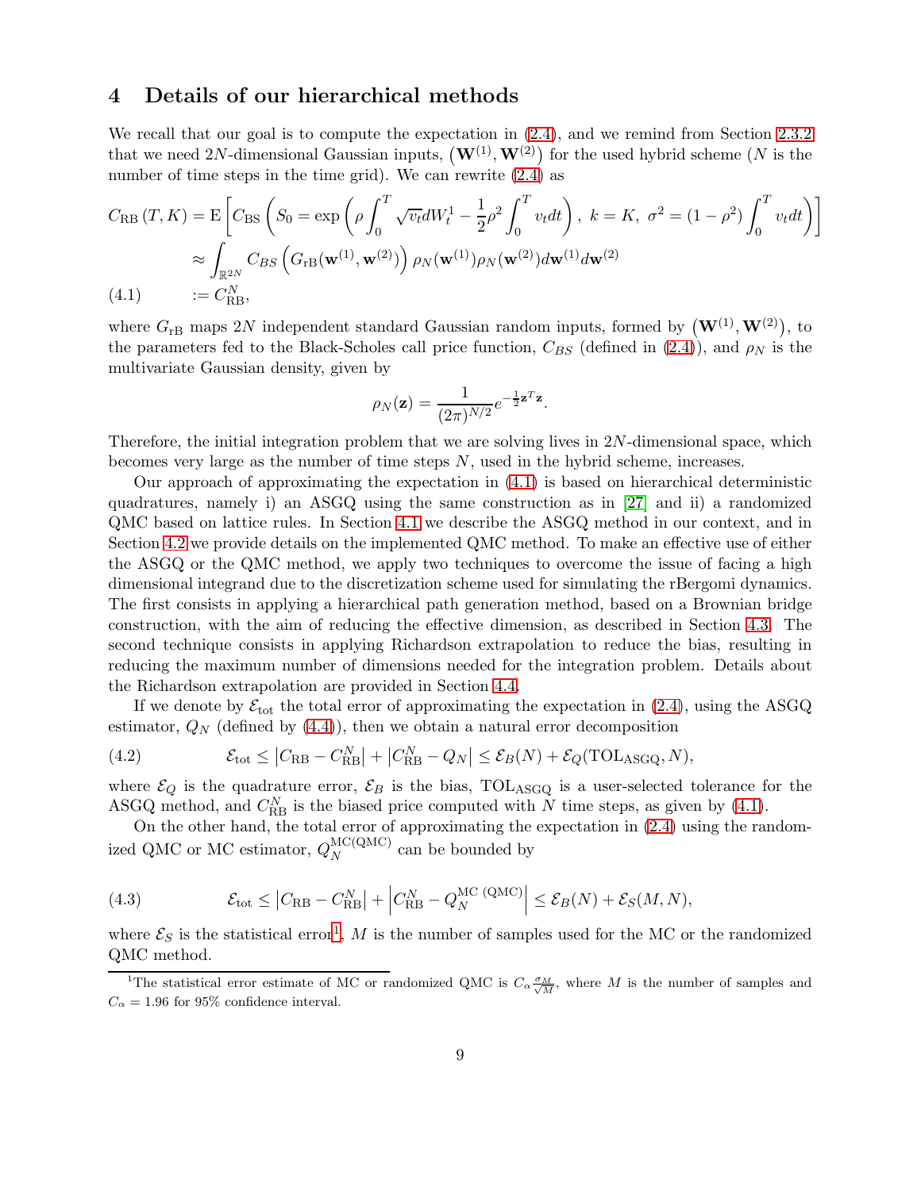# 4 Details of our hierarchical methods

We recall that our goal is to compute the expectation in (2.4), and we remind from Section 2.3.2 that we need $2N$-dimensional Gaussian inputs, $\left(\mathbf{W}^{(1)}, \mathbf{W}^{(2)}\right)$ for the used hybrid scheme ($N$ is the number of time steps in the time grid). We can rewrite (2.4) as

$$
\begin{aligned}
C_{\mathrm{RB}}(T, K) &= \mathrm{E}\left[C_{\mathrm{BS}}\left(S_0 = \exp\left(\rho \int_0^T \sqrt{v_t} dW_t^1 - \frac{1}{2}\rho^2 \int_0^T v_t dt\right),\ k = K,\ \sigma^2 = (1-\rho^2)\int_0^T v_t dt\right)\right] \\
&\approx \int_{\mathbb{R}^{2N}} C_{BS}\left(G_{\mathrm{rB}}(\mathbf{w}^{(1)}, \mathbf{w}^{(2)})\right) \rho_N(\mathbf{w}^{(1)}) \rho_N(\mathbf{w}^{(2)}) d\mathbf{w}^{(1)} d\mathbf{w}^{(2)} \\
&:= C_{\mathrm{RB}}^N, \qquad (4.1)
\end{aligned}
$$

where $G_{\mathrm{rB}}$ maps $2N$ independent standard Gaussian random inputs, formed by $\left(\mathbf{W}^{(1)}, \mathbf{W}^{(2)}\right)$, to the parameters fed to the Black-Scholes call price function, $C_{BS}$ (defined in (2.4)), and $\rho_N$ is the multivariate Gaussian density, given by

$$
\rho_N(\mathbf{z}) = \frac{1}{(2\pi)^{N/2}} e^{-\frac{1}{2}\mathbf{z}^T\mathbf{z}}.
$$

Therefore, the initial integration problem that we are solving lives in $2N$-dimensional space, which becomes very large as the number of time steps $N$, used in the hybrid scheme, increases.

Our approach of approximating the expectation in (4.1) is based on hierarchical deterministic quadratures, namely i) an ASGQ using the same construction as in [27] and ii) a randomized QMC based on lattice rules. In Section 4.1 we describe the ASGQ method in our context, and in Section 4.2 we provide details on the implemented QMC method. To make an effective use of either the ASGQ or the QMC method, we apply two techniques to overcome the issue of facing a high dimensional integrand due to the discretization scheme used for simulating the rBergomi dynamics. The first consists in applying a hierarchical path generation method, based on a Brownian bridge construction, with the aim of reducing the effective dimension, as described in Section 4.3. The second technique consists in applying Richardson extrapolation to reduce the bias, resulting in reducing the maximum number of dimensions needed for the integration problem. Details about the Richardson extrapolation are provided in Section 4.4.

If we denote by $\mathcal{E}_{\mathrm{tot}}$ the total error of approximating the expectation in (2.4), using the ASGQ estimator, $Q_N$ (defined by (4.4)), then we obtain a natural error decomposition

$$
\mathcal{E}_{\mathrm{tot}} \leq \left|C_{\mathrm{RB}} - C_{\mathrm{RB}}^N\right| + \left|C_{\mathrm{RB}}^N - Q_N\right| \leq \mathcal{E}_B(N) + \mathcal{E}_Q(\mathrm{TOL}_{\mathrm{ASGQ}}, N), \qquad (4.2)
$$

where $\mathcal{E}_Q$ is the quadrature error, $\mathcal{E}_B$ is the bias, $\mathrm{TOL}_{\mathrm{ASGQ}}$ is a user-selected tolerance for the ASGQ method, and $C_{\mathrm{RB}}^N$ is the biased price computed with $N$ time steps, as given by (4.1).

On the other hand, the total error of approximating the expectation in (2.4) using the randomized QMC or MC estimator, $Q_N^{\mathrm{MC(QMC)}}$ can be bounded by

$$
\mathcal{E}_{\mathrm{tot}} \leq \left|C_{\mathrm{RB}} - C_{\mathrm{RB}}^N\right| + \left|C_{\mathrm{RB}}^N - Q_N^{\mathrm{MC\ (QMC)}}\right| \leq \mathcal{E}_B(N) + \mathcal{E}_S(M, N), \qquad (4.3)
$$

where $\mathcal{E}_S$ is the statistical error[1], $M$ is the number of samples used for the MC or the randomized QMC method.

[1] The statistical error estimate of MC or randomized QMC is $C_\alpha \frac{\sigma_M}{\sqrt{M}}$, where $M$ is the number of samples and $C_\alpha = 1.96$ for 95% confidence interval.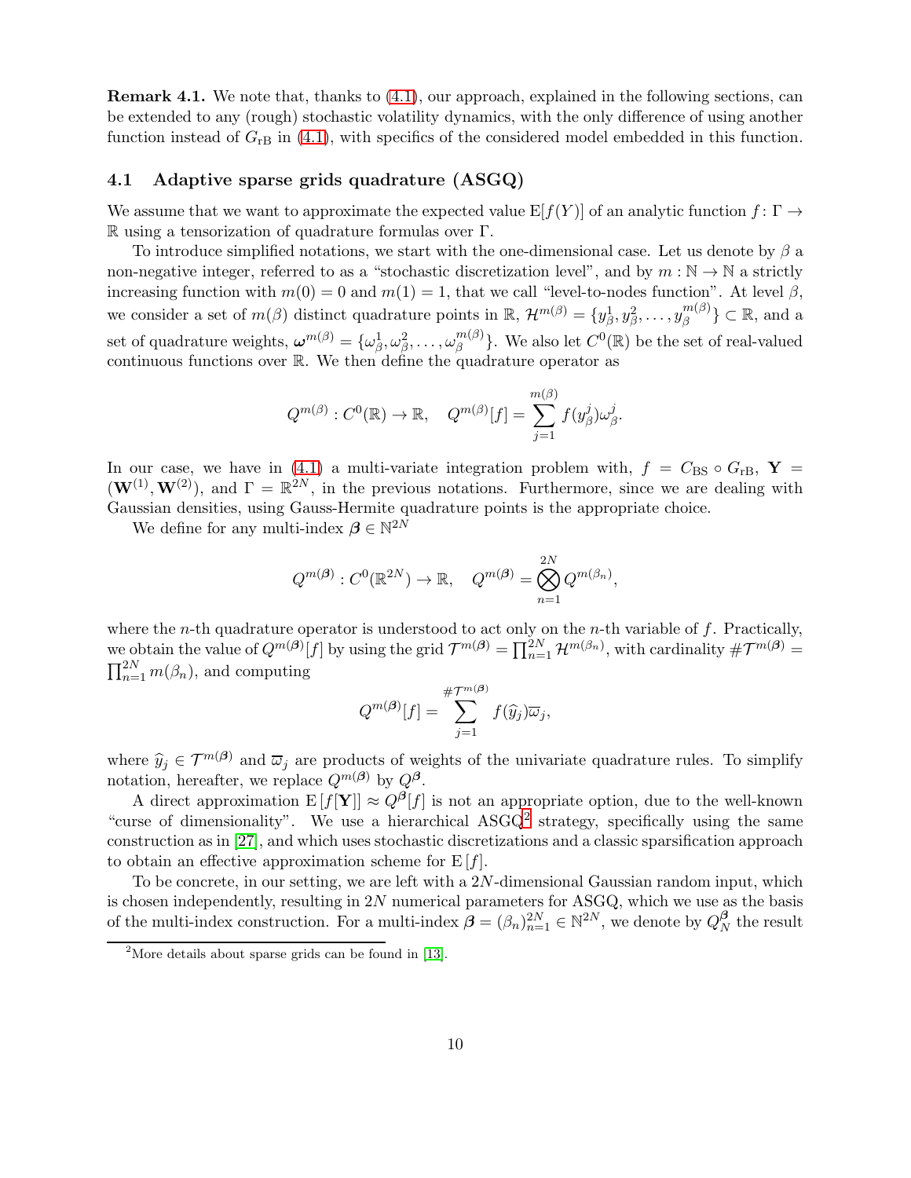**Remark 4.1.** We note that, thanks to (4.1), our approach, explained in the following sections, can be extended to any (rough) stochastic volatility dynamics, with the only difference of using another function instead of $G_{\text{rB}}$ in (4.1), with specifics of the considered model embedded in this function.

## 4.1 Adaptive sparse grids quadrature (ASGQ)

We assume that we want to approximate the expected value $\mathrm{E}[f(Y)]$ of an analytic function $f\colon \Gamma \to \mathbb{R}$ using a tensorization of quadrature formulas over $\Gamma$.

To introduce simplified notations, we start with the one-dimensional case. Let us denote by $\beta$ a non-negative integer, referred to as a "stochastic discretization level", and by $m : \mathbb{N} \to \mathbb{N}$ a strictly increasing function with $m(0) = 0$ and $m(1) = 1$, that we call "level-to-nodes function". At level $\beta$, we consider a set of $m(\beta)$ distinct quadrature points in $\mathbb{R}$, $\mathcal{H}^{m(\beta)} = \{y^1_\beta, y^2_\beta, \dots, y^{m(\beta)}_\beta\} \subset \mathbb{R}$, and a set of quadrature weights, $\boldsymbol{\omega}^{m(\beta)} = \{\omega^1_\beta, \omega^2_\beta, \dots, \omega^{m(\beta)}_\beta\}$. We also let $C^0(\mathbb{R})$ be the set of real-valued continuous functions over $\mathbb{R}$. We then define the quadrature operator as

$$Q^{m(\beta)} : C^0(\mathbb{R}) \to \mathbb{R}, \quad Q^{m(\beta)}[f] = \sum_{j=1}^{m(\beta)} f(y^j_\beta)\omega^j_\beta.$$

In our case, we have in (4.1) a multi-variate integration problem with, $f = C_{\text{BS}} \circ G_{\text{rB}}$, $\mathbf{Y} = (\mathbf{W}^{(1)}, \mathbf{W}^{(2)})$, and $\Gamma = \mathbb{R}^{2N}$, in the previous notations. Furthermore, since we are dealing with Gaussian densities, using Gauss-Hermite quadrature points is the appropriate choice.

We define for any multi-index $\boldsymbol{\beta} \in \mathbb{N}^{2N}$

$$Q^{m(\boldsymbol{\beta})} : C^0(\mathbb{R}^{2N}) \to \mathbb{R}, \quad Q^{m(\boldsymbol{\beta})} = \bigotimes_{n=1}^{2N} Q^{m(\beta_n)},$$

where the $n$-th quadrature operator is understood to act only on the $n$-th variable of $f$. Practically, we obtain the value of $Q^{m(\boldsymbol{\beta})}[f]$ by using the grid $\mathcal{T}^{m(\boldsymbol{\beta})} = \prod_{n=1}^{2N} \mathcal{H}^{m(\beta_n)}$, with cardinality $\#\mathcal{T}^{m(\boldsymbol{\beta})} = \prod_{n=1}^{2N} m(\beta_n)$, and computing

$$Q^{m(\boldsymbol{\beta})}[f] = \sum_{j=1}^{\#\mathcal{T}^{m(\boldsymbol{\beta})}} f(\widehat{y}_j)\overline{\omega}_j,$$

where $\widehat{y}_j \in \mathcal{T}^{m(\boldsymbol{\beta})}$ and $\overline{\omega}_j$ are products of weights of the univariate quadrature rules. To simplify notation, hereafter, we replace $Q^{m(\boldsymbol{\beta})}$ by $Q^{\boldsymbol{\beta}}$.

A direct approximation $\mathrm{E}[f[\mathbf{Y}]] \approx Q^{\boldsymbol{\beta}}[f]$ is not an appropriate option, due to the well-known "curse of dimensionality". We use a hierarchical ASGQ[2] strategy, specifically using the same construction as in [27], and which uses stochastic discretizations and a classic sparsification approach to obtain an effective approximation scheme for $\mathrm{E}[f]$.

To be concrete, in our setting, we are left with a $2N$-dimensional Gaussian random input, which is chosen independently, resulting in $2N$ numerical parameters for ASGQ, which we use as the basis of the multi-index construction. For a multi-index $\boldsymbol{\beta} = (\beta_n)_{n=1}^{2N} \in \mathbb{N}^{2N}$, we denote by $Q^{\boldsymbol{\beta}}_N$ the result

[2] More details about sparse grids can be found in [13].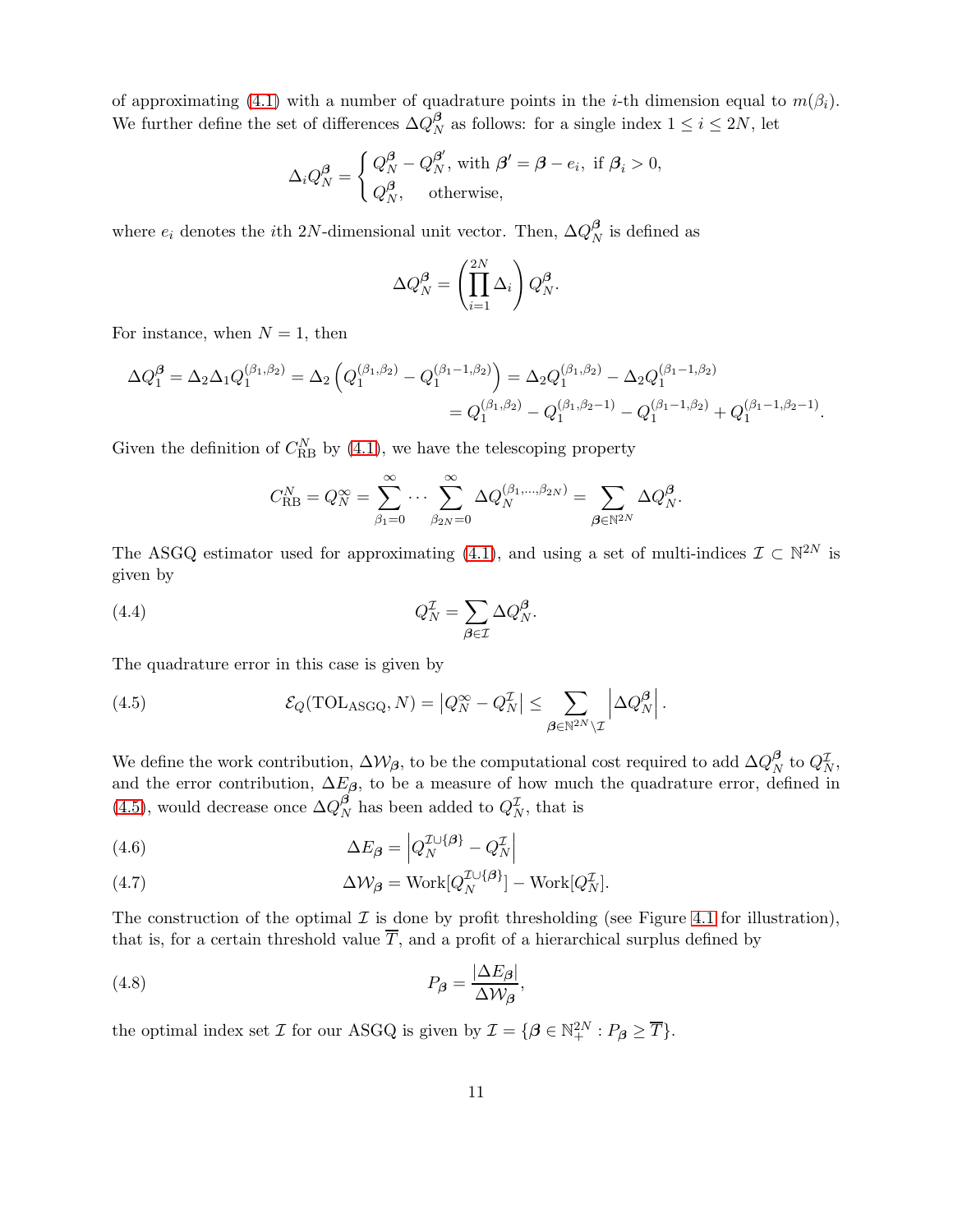of approximating (4.1) with a number of quadrature points in the $i$-th dimension equal to $m(\beta_i)$. We further define the set of differences $\Delta Q_N^{\boldsymbol{\beta}}$ as follows: for a single index $1 \leq i \leq 2N$, let

$$\Delta_i Q_N^{\boldsymbol{\beta}} = \begin{cases} Q_N^{\boldsymbol{\beta}} - Q_N^{\boldsymbol{\beta}'}, \text{ with } \boldsymbol{\beta}' = \boldsymbol{\beta} - e_i, \text{ if } \boldsymbol{\beta}_i > 0, \\ Q_N^{\boldsymbol{\beta}}, \quad \text{otherwise,} \end{cases}$$

where $e_i$ denotes the $i$th $2N$-dimensional unit vector. Then, $\Delta Q_N^{\boldsymbol{\beta}}$ is defined as

$$\Delta Q_N^{\boldsymbol{\beta}} = \left( \prod_{i=1}^{2N} \Delta_i \right) Q_N^{\boldsymbol{\beta}}.$$

For instance, when $N = 1$, then

$$\begin{aligned} \Delta Q_1^{\boldsymbol{\beta}} = \Delta_2 \Delta_1 Q_1^{(\beta_1, \beta_2)} = \Delta_2 \left( Q_1^{(\beta_1, \beta_2)} - Q_1^{(\beta_1 - 1, \beta_2)} \right) &= \Delta_2 Q_1^{(\beta_1, \beta_2)} - \Delta_2 Q_1^{(\beta_1 - 1, \beta_2)} \\ &= Q_1^{(\beta_1, \beta_2)} - Q_1^{(\beta_1, \beta_2 - 1)} - Q_1^{(\beta_1 - 1, \beta_2)} + Q_1^{(\beta_1 - 1, \beta_2 - 1)}. \end{aligned}$$

Given the definition of $C_{\text{RB}}^N$ by (4.1), we have the telescoping property

$$C_{\text{RB}}^N = Q_N^{\infty} = \sum_{\beta_1 = 0}^{\infty} \cdots \sum_{\beta_{2N} = 0}^{\infty} \Delta Q_N^{(\beta_1, \dots, \beta_{2N})} = \sum_{\boldsymbol{\beta} \in \mathbb{N}^{2N}} \Delta Q_N^{\boldsymbol{\beta}}.$$

The ASGQ estimator used for approximating (4.1), and using a set of multi-indices $\mathcal{I} \subset \mathbb{N}^{2N}$ is given by

$$Q_N^{\mathcal{I}} = \sum_{\boldsymbol{\beta} \in \mathcal{I}} \Delta Q_N^{\boldsymbol{\beta}}. \tag{4.4}$$

The quadrature error in this case is given by

$$\mathcal{E}_Q(\text{TOL}_{\text{ASGQ}}, N) = \left| Q_N^{\infty} - Q_N^{\mathcal{I}} \right| \leq \sum_{\boldsymbol{\beta} \in \mathbb{N}^{2N} \setminus \mathcal{I}} \left| \Delta Q_N^{\boldsymbol{\beta}} \right|. \tag{4.5}$$

We define the work contribution, $\Delta \mathcal{W}_{\boldsymbol{\beta}}$, to be the computational cost required to add $\Delta Q_N^{\boldsymbol{\beta}}$ to $Q_N^{\mathcal{I}}$, and the error contribution, $\Delta E_{\boldsymbol{\beta}}$, to be a measure of how much the quadrature error, defined in (4.5), would decrease once $\Delta Q_N^{\boldsymbol{\beta}}$ has been added to $Q_N^{\mathcal{I}}$, that is

$$\Delta E_{\boldsymbol{\beta}} = \left| Q_N^{\mathcal{I} \cup \{\boldsymbol{\beta}\}} - Q_N^{\mathcal{I}} \right| \tag{4.6}$$

$$\Delta \mathcal{W}_{\boldsymbol{\beta}} = \text{Work}[Q_N^{\mathcal{I} \cup \{\boldsymbol{\beta}\}}] - \text{Work}[Q_N^{\mathcal{I}}]. \tag{4.7}$$

The construction of the optimal $\mathcal{I}$ is done by profit thresholding (see Figure 4.1 for illustration), that is, for a certain threshold value $\overline{T}$, and a profit of a hierarchical surplus defined by

$$P_{\boldsymbol{\beta}} = \frac{|\Delta E_{\boldsymbol{\beta}}|}{\Delta \mathcal{W}_{\boldsymbol{\beta}}}, \tag{4.8}$$

the optimal index set $\mathcal{I}$ for our ASGQ is given by $\mathcal{I} = \{\boldsymbol{\beta} \in \mathbb{N}_+^{2N} : P_{\boldsymbol{\beta}} \geq \overline{T}\}$.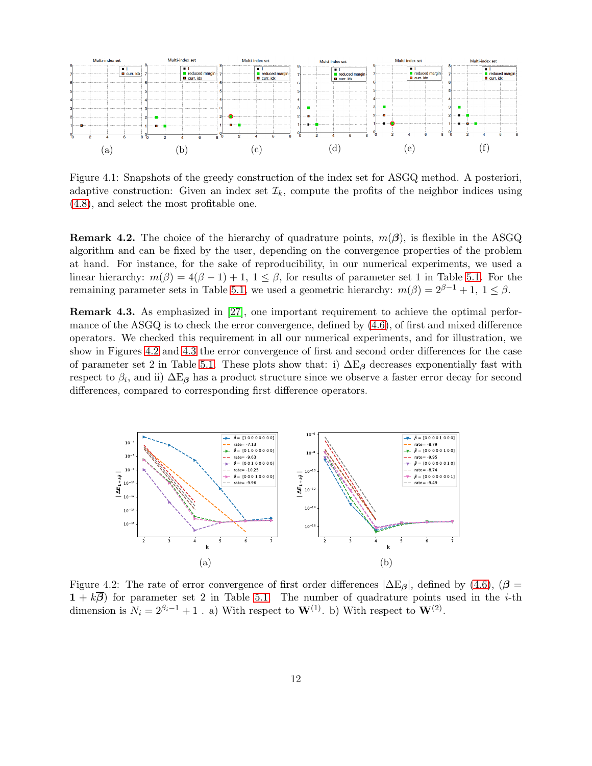(a) (b) (c) (d) (e) (f)

Figure 4.1: Snapshots of the greedy construction of the index set for ASGQ method. A posteriori, adaptive construction: Given an index set $\mathcal{I}_k$, compute the profits of the neighbor indices using (4.8), and select the most profitable one.

**Remark 4.2.** The choice of the hierarchy of quadrature points, $m(\boldsymbol{\beta})$, is flexible in the ASGQ algorithm and can be fixed by the user, depending on the convergence properties of the problem at hand. For instance, for the sake of reproducibility, in our numerical experiments, we used a linear hierarchy: $m(\beta) = 4(\beta - 1) + 1$, $1 \leq \beta$, for results of parameter set 1 in Table 5.1. For the remaining parameter sets in Table 5.1, we used a geometric hierarchy: $m(\beta) = 2^{\beta-1} + 1$, $1 \leq \beta$.

**Remark 4.3.** As emphasized in [27], one important requirement to achieve the optimal performance of the ASGQ is to check the error convergence, defined by (4.6), of first and mixed difference operators. We checked this requirement in all our numerical experiments, and for illustration, we show in Figures 4.2 and 4.3 the error convergence of first and second order differences for the case of parameter set 2 in Table 5.1. These plots show that: i) $\Delta \mathrm{E}_{\boldsymbol{\beta}}$ decreases exponentially fast with respect to $\beta_i$, and ii) $\Delta \mathrm{E}_{\boldsymbol{\beta}}$ has a product structure since we observe a faster error decay for second differences, compared to corresponding first difference operators.

(a) (b)

Figure 4.2: The rate of error convergence of first order differences $|\Delta \mathrm{E}_{\boldsymbol{\beta}}|$, defined by (4.6), ($\boldsymbol{\beta} = \mathbf{1} + k\overline{\boldsymbol{\beta}}$) for parameter set 2 in Table 5.1. The number of quadrature points used in the $i$-th dimension is $N_i = 2^{\beta_i - 1} + 1$ . a) With respect to $\mathbf{W}^{(1)}$. b) With respect to $\mathbf{W}^{(2)}$.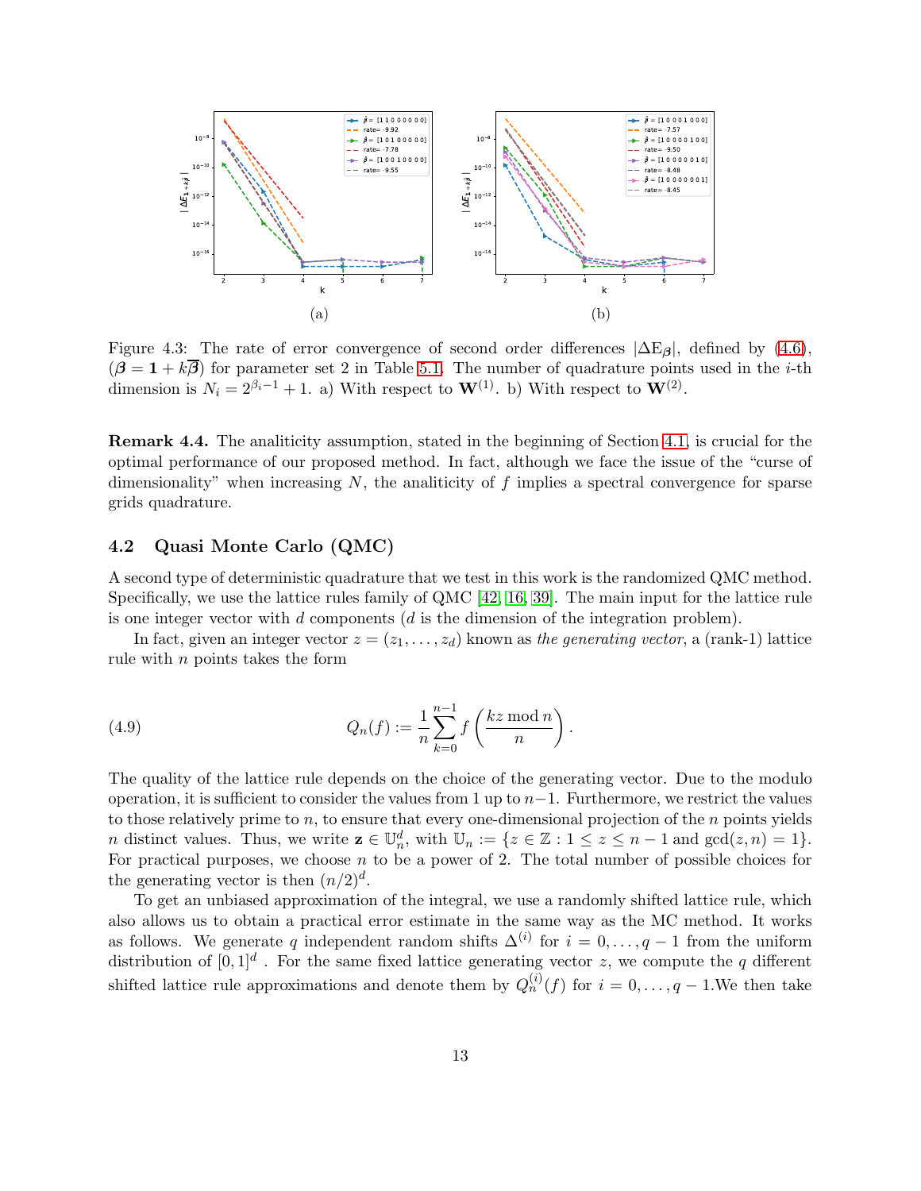Figure 4.3: The rate of error convergence of second order differences $|\Delta \mathrm{E}_{\boldsymbol{\beta}}|$, defined by (4.6), ($\boldsymbol{\beta} = \mathbf{1} + k\overline{\boldsymbol{\beta}}$) for parameter set 2 in Table 5.1. The number of quadrature points used in the $i$-th dimension is $N_i = 2^{\beta_i - 1} + 1$. a) With respect to $\mathbf{W}^{(1)}$. b) With respect to $\mathbf{W}^{(2)}$.

**Remark 4.4.** The analiticity assumption, stated in the beginning of Section 4.1, is crucial for the optimal performance of our proposed method. In fact, although we face the issue of the "curse of dimensionality" when increasing $N$, the analiticity of $f$ implies a spectral convergence for sparse grids quadrature.

## 4.2 Quasi Monte Carlo (QMC)

A second type of deterministic quadrature that we test in this work is the randomized QMC method. Specifically, we use the lattice rules family of QMC [42, 16, 39]. The main input for the lattice rule is one integer vector with $d$ components ($d$ is the dimension of the integration problem).

In fact, given an integer vector $z = (z_1, \ldots, z_d)$ known as *the generating vector*, a (rank-1) lattice rule with $n$ points takes the form

$$Q_n(f) := \frac{1}{n} \sum_{k=0}^{n-1} f\left(\frac{kz \bmod n}{n}\right). \tag{4.9}$$

The quality of the lattice rule depends on the choice of the generating vector. Due to the modulo operation, it is sufficient to consider the values from 1 up to $n-1$. Furthermore, we restrict the values to those relatively prime to $n$, to ensure that every one-dimensional projection of the $n$ points yields $n$ distinct values. Thus, we write $\mathbf{z} \in \mathbb{U}_n^d$, with $\mathbb{U}_n := \{z \in \mathbb{Z} : 1 \leq z \leq n-1 \text{ and } \gcd(z, n) = 1\}$. For practical purposes, we choose $n$ to be a power of 2. The total number of possible choices for the generating vector is then $(n/2)^d$.

To get an unbiased approximation of the integral, we use a randomly shifted lattice rule, which also allows us to obtain a practical error estimate in the same way as the MC method. It works as follows. We generate $q$ independent random shifts $\Delta^{(i)}$ for $i = 0, \ldots, q-1$ from the uniform distribution of $[0, 1]^d$ . For the same fixed lattice generating vector $z$, we compute the $q$ different shifted lattice rule approximations and denote them by $Q_n^{(i)}(f)$ for $i = 0, \ldots, q-1$.We then take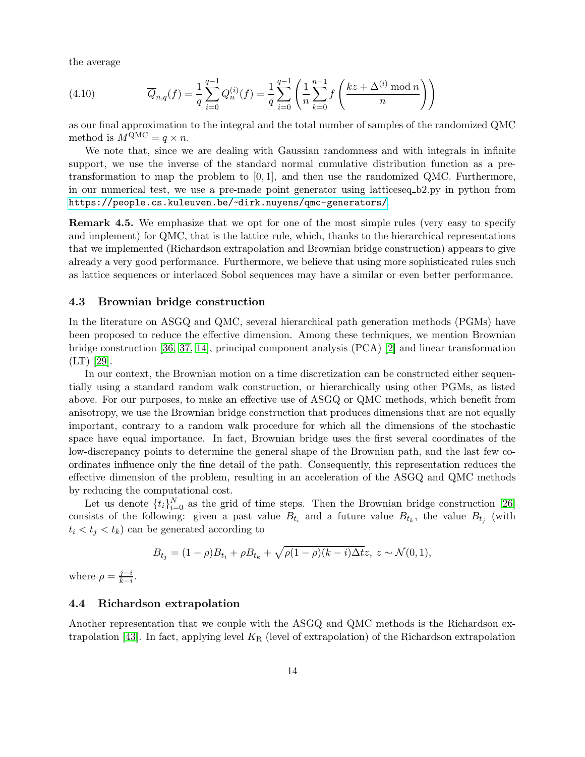the average

$$
\overline{Q}_{n,q}(f) = \frac{1}{q}\sum_{i=0}^{q-1} Q_n^{(i)}(f) = \frac{1}{q}\sum_{i=0}^{q-1}\left(\frac{1}{n}\sum_{k=0}^{n-1} f\left(\frac{kz + \Delta^{(i)} \bmod n}{n}\right)\right) \tag{4.10}
$$

as our final approximation to the integral and the total number of samples of the randomized QMC method is $M^{\text{QMC}} = q \times n$.

We note that, since we are dealing with Gaussian randomness and with integrals in infinite support, we use the inverse of the standard normal cumulative distribution function as a pre-transformation to map the problem to $[0, 1]$, and then use the randomized QMC. Furthermore, in our numerical test, we use a pre-made point generator using latticeseq_b2.py in python from https://people.cs.kuleuven.be/~dirk.nuyens/qmc-generators/.

**Remark 4.5.** We emphasize that we opt for one of the most simple rules (very easy to specify and implement) for QMC, that is the lattice rule, which, thanks to the hierarchical representations that we implemented (Richardson extrapolation and Brownian bridge construction) appears to give already a very good performance. Furthermore, we believe that using more sophisticated rules such as lattice sequences or interlaced Sobol sequences may have a similar or even better performance.

### 4.3 Brownian bridge construction

In the literature on ASGQ and QMC, several hierarchical path generation methods (PGMs) have been proposed to reduce the effective dimension. Among these techniques, we mention Brownian bridge construction [36, 37, 14], principal component analysis (PCA) [2] and linear transformation (LT) [29].

In our context, the Brownian motion on a time discretization can be constructed either sequentially using a standard random walk construction, or hierarchically using other PGMs, as listed above. For our purposes, to make an effective use of ASGQ or QMC methods, which benefit from anisotropy, we use the Brownian bridge construction that produces dimensions that are not equally important, contrary to a random walk procedure for which all the dimensions of the stochastic space have equal importance. In fact, Brownian bridge uses the first several coordinates of the low-discrepancy points to determine the general shape of the Brownian path, and the last few coordinates influence only the fine detail of the path. Consequently, this representation reduces the effective dimension of the problem, resulting in an acceleration of the ASGQ and QMC methods by reducing the computational cost.

Let us denote $\{t_i\}_{i=0}^{N}$ as the grid of time steps. Then the Brownian bridge construction [26] consists of the following: given a past value $B_{t_i}$ and a future value $B_{t_k}$, the value $B_{t_j}$ (with $t_i < t_j < t_k$) can be generated according to

$$
B_{t_j} = (1-\rho)B_{t_i} + \rho B_{t_k} + \sqrt{\rho(1-\rho)(k-i)\Delta t}\, z,\ z \sim \mathcal{N}(0,1),
$$

where $\rho = \frac{j-i}{k-i}$.

### 4.4 Richardson extrapolation

Another representation that we couple with the ASGQ and QMC methods is the Richardson extrapolation [43]. In fact, applying level $K_{\text{R}}$ (level of extrapolation) of the Richardson extrapolation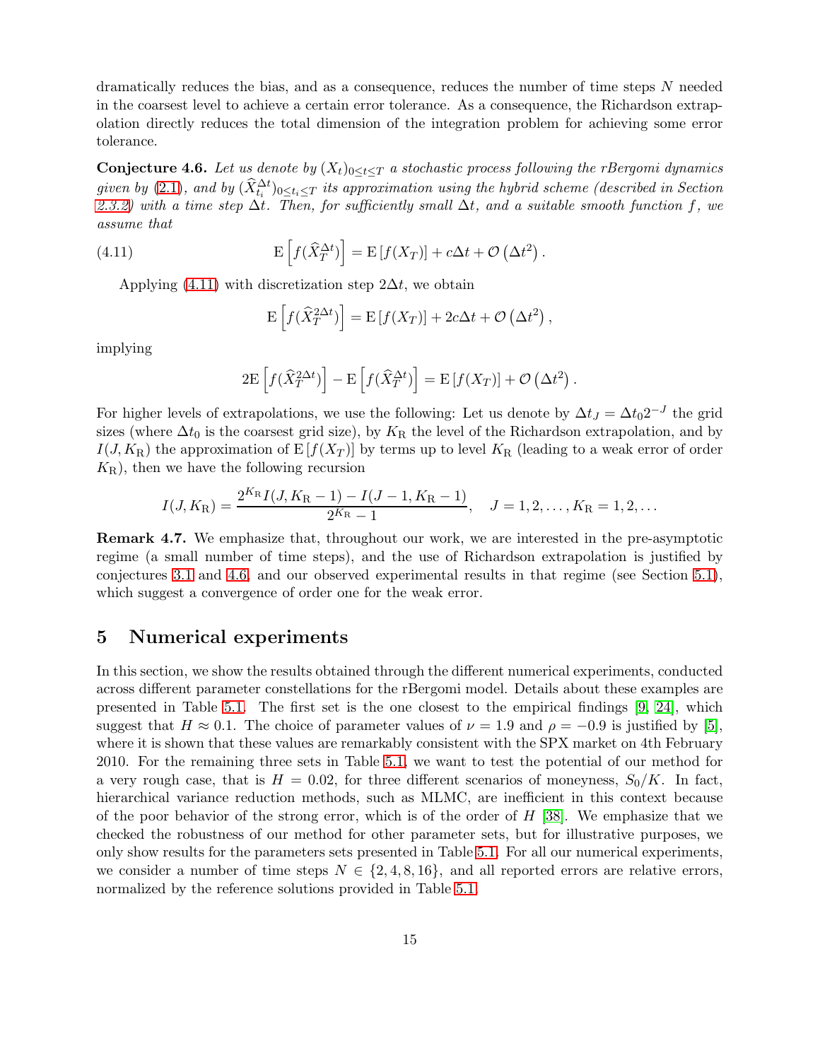dramatically reduces the bias, and as a consequence, reduces the number of time steps $N$ needed in the coarsest level to achieve a certain error tolerance. As a consequence, the Richardson extrapolation directly reduces the total dimension of the integration problem for achieving some error tolerance.

**Conjecture 4.6.** *Let us denote by $(X_t)_{0 \leq t \leq T}$ a stochastic process following the rBergomi dynamics given by (2.1), and by $(\widehat{X}_{t_i}^{\Delta t})_{0 \leq t_i \leq T}$ its approximation using the hybrid scheme (described in Section 2.3.2) with a time step $\Delta t$. Then, for sufficiently small $\Delta t$, and a suitable smooth function $f$, we assume that*

$$\mathrm{E}\left[f(\widehat{X}_T^{\Delta t})\right] = \mathrm{E}\left[f(X_T)\right] + c\Delta t + \mathcal{O}\left(\Delta t^2\right). \tag{4.11}$$

Applying (4.11) with discretization step $2\Delta t$, we obtain

$$\mathrm{E}\left[f(\widehat{X}_T^{2\Delta t})\right] = \mathrm{E}\left[f(X_T)\right] + 2c\Delta t + \mathcal{O}\left(\Delta t^2\right),$$

implying

$$2\mathrm{E}\left[f(\widehat{X}_T^{2\Delta t})\right] - \mathrm{E}\left[f(\widehat{X}_T^{\Delta t})\right] = \mathrm{E}\left[f(X_T)\right] + \mathcal{O}\left(\Delta t^2\right).$$

For higher levels of extrapolations, we use the following: Let us denote by $\Delta t_J = \Delta t_0 2^{-J}$ the grid sizes (where $\Delta t_0$ is the coarsest grid size), by $K_{\mathrm{R}}$ the level of the Richardson extrapolation, and by $I(J, K_{\mathrm{R}})$ the approximation of $\mathrm{E}\left[f(X_T)\right]$ by terms up to level $K_{\mathrm{R}}$ (leading to a weak error of order $K_{\mathrm{R}}$), then we have the following recursion

$$I(J, K_{\mathrm{R}}) = \frac{2^{K_{\mathrm{R}}} I(J, K_{\mathrm{R}} - 1) - I(J-1, K_{\mathrm{R}} - 1)}{2^{K_{\mathrm{R}}} - 1}, \quad J = 1, 2, \ldots, K_{\mathrm{R}} = 1, 2, \ldots$$

**Remark 4.7.** We emphasize that, throughout our work, we are interested in the pre-asymptotic regime (a small number of time steps), and the use of Richardson extrapolation is justified by conjectures 3.1 and 4.6, and our observed experimental results in that regime (see Section 5.1), which suggest a convergence of order one for the weak error.

# 5 Numerical experiments

In this section, we show the results obtained through the different numerical experiments, conducted across different parameter constellations for the rBergomi model. Details about these examples are presented in Table 5.1. The first set is the one closest to the empirical findings [9, 24], which suggest that $H \approx 0.1$. The choice of parameter values of $\nu = 1.9$ and $\rho = -0.9$ is justified by [5], where it is shown that these values are remarkably consistent with the SPX market on 4th February 2010. For the remaining three sets in Table 5.1, we want to test the potential of our method for a very rough case, that is $H = 0.02$, for three different scenarios of moneyness, $S_0/K$. In fact, hierarchical variance reduction methods, such as MLMC, are inefficient in this context because of the poor behavior of the strong error, which is of the order of $H$ [38]. We emphasize that we checked the robustness of our method for other parameter sets, but for illustrative purposes, we only show results for the parameters sets presented in Table 5.1. For all our numerical experiments, we consider a number of time steps $N \in \{2, 4, 8, 16\}$, and all reported errors are relative errors, normalized by the reference solutions provided in Table 5.1.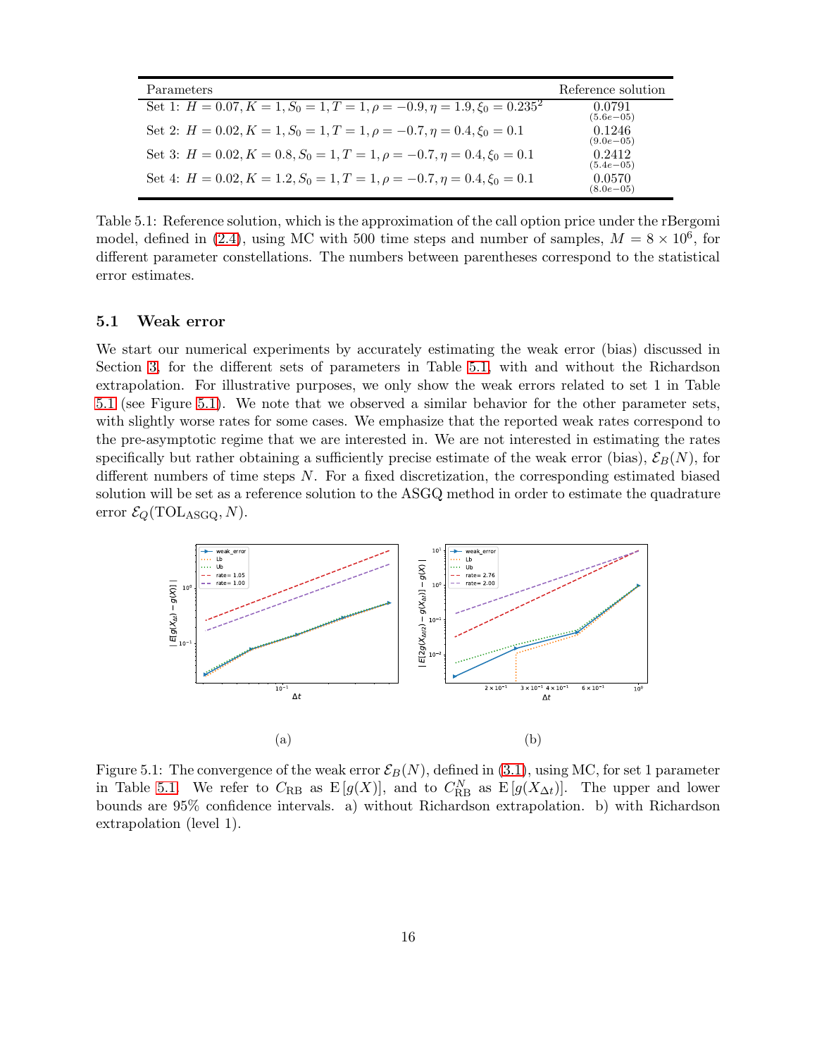| Parameters | Reference solution |
|---|---|
| Set 1: $H = 0.07, K = 1, S_0 = 1, T = 1, \rho = -0.9, \eta = 1.9, \xi_0 = 0.235^2$ | 0.0791 $(5.6e{-}05)$ |
| Set 2: $H = 0.02, K = 1, S_0 = 1, T = 1, \rho = -0.7, \eta = 0.4, \xi_0 = 0.1$ | 0.1246 $(9.0e{-}05)$ |
| Set 3: $H = 0.02, K = 0.8, S_0 = 1, T = 1, \rho = -0.7, \eta = 0.4, \xi_0 = 0.1$ | 0.2412 $(5.4e{-}05)$ |
| Set 4: $H = 0.02, K = 1.2, S_0 = 1, T = 1, \rho = -0.7, \eta = 0.4, \xi_0 = 0.1$ | 0.0570 $(8.0e{-}05)$ |

Table 5.1: Reference solution, which is the approximation of the call option price under the rBergomi model, defined in (2.4), using MC with 500 time steps and number of samples, $M = 8 \times 10^6$, for different parameter constellations. The numbers between parentheses correspond to the statistical error estimates.

### 5.1 Weak error

We start our numerical experiments by accurately estimating the weak error (bias) discussed in Section 3, for the different sets of parameters in Table 5.1, with and without the Richardson extrapolation. For illustrative purposes, we only show the weak errors related to set 1 in Table 5.1 (see Figure 5.1). We note that we observed a similar behavior for the other parameter sets, with slightly worse rates for some cases. We emphasize that the reported weak rates correspond to the pre-asymptotic regime that we are interested in. We are not interested in estimating the rates specifically but rather obtaining a sufficiently precise estimate of the weak error (bias), $\mathcal{E}_B(N)$, for different numbers of time steps $N$. For a fixed discretization, the corresponding estimated biased solution will be set as a reference solution to the ASGQ method in order to estimate the quadrature error $\mathcal{E}_Q(\text{TOL}_{\text{ASGQ}}, N)$.

(a)

(b)

Figure 5.1: The convergence of the weak error $\mathcal{E}_B(N)$, defined in (3.1), using MC, for set 1 parameter in Table 5.1. We refer to $C_{\text{RB}}$ as $\text{E}[g(X)]$, and to $C_{\text{RB}}^N$ as $\text{E}[g(X_{\Delta t})]$. The upper and lower bounds are 95% confidence intervals. a) without Richardson extrapolation. b) with Richardson extrapolation (level 1).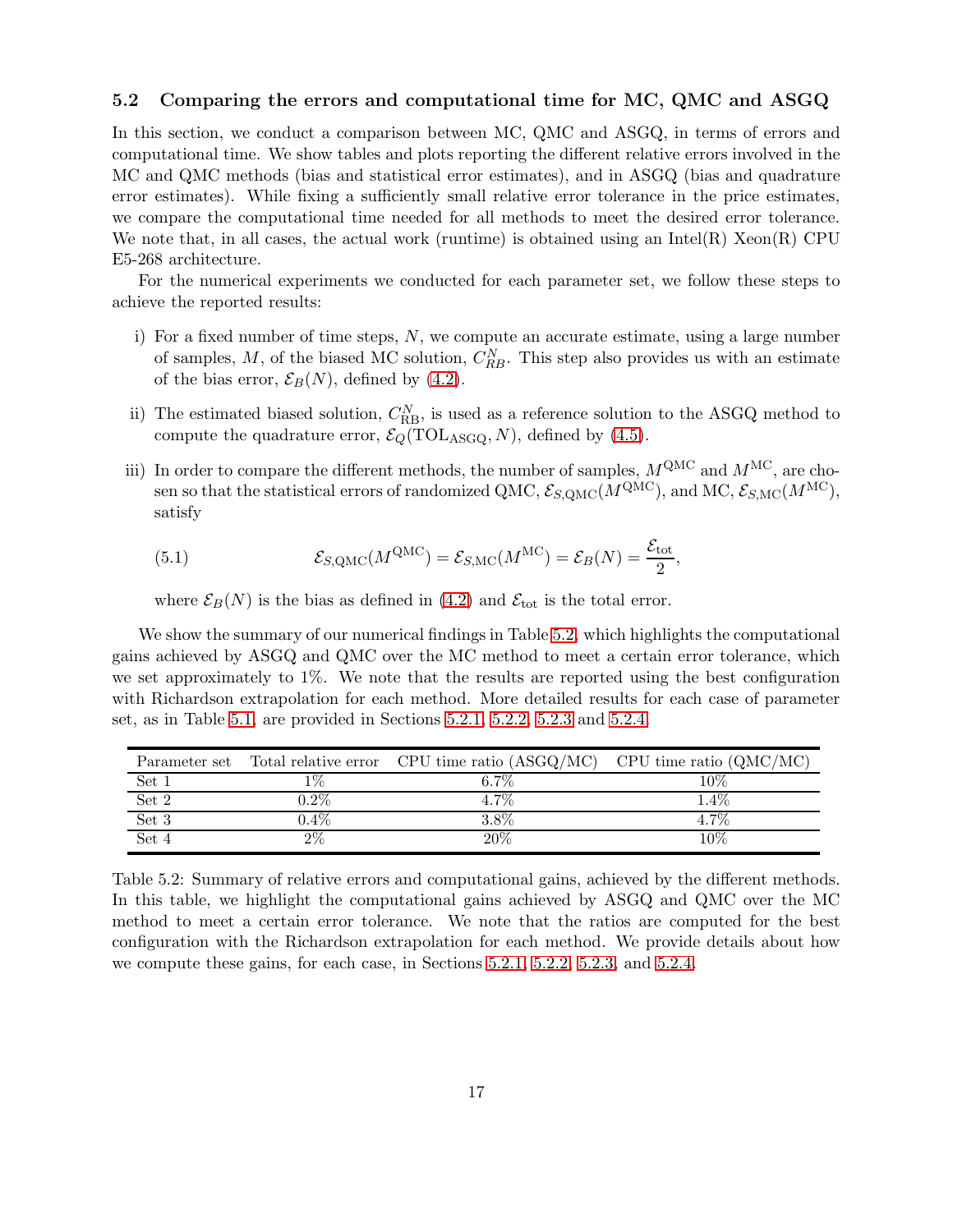### 5.2 Comparing the errors and computational time for MC, QMC and ASGQ

In this section, we conduct a comparison between MC, QMC and ASGQ, in terms of errors and computational time. We show tables and plots reporting the different relative errors involved in the MC and QMC methods (bias and statistical error estimates), and in ASGQ (bias and quadrature error estimates). While fixing a sufficiently small relative error tolerance in the price estimates, we compare the computational time needed for all methods to meet the desired error tolerance. We note that, in all cases, the actual work (runtime) is obtained using an Intel(R) Xeon(R) CPU E5-268 architecture.

For the numerical experiments we conducted for each parameter set, we follow these steps to achieve the reported results:

i) For a fixed number of time steps, $N$, we compute an accurate estimate, using a large number of samples, $M$, of the biased MC solution, $C_{RB}^N$. This step also provides us with an estimate of the bias error, $\mathcal{E}_B(N)$, defined by (4.2).

ii) The estimated biased solution, $C_{\text{RB}}^N$, is used as a reference solution to the ASGQ method to compute the quadrature error, $\mathcal{E}_Q(\text{TOL}_{\text{ASGQ}}, N)$, defined by (4.5).

iii) In order to compare the different methods, the number of samples, $M^{\text{QMC}}$ and $M^{\text{MC}}$, are chosen so that the statistical errors of randomized QMC, $\mathcal{E}_{S,\text{QMC}}(M^{\text{QMC}})$, and MC, $\mathcal{E}_{S,\text{MC}}(M^{\text{MC}})$, satisfy

$$\mathcal{E}_{S,\text{QMC}}(M^{\text{QMC}}) = \mathcal{E}_{S,\text{MC}}(M^{\text{MC}}) = \mathcal{E}_B(N) = \frac{\mathcal{E}_{\text{tot}}}{2}, \tag{5.1}$$

where $\mathcal{E}_B(N)$ is the bias as defined in (4.2) and $\mathcal{E}_{\text{tot}}$ is the total error.

We show the summary of our numerical findings in Table 5.2, which highlights the computational gains achieved by ASGQ and QMC over the MC method to meet a certain error tolerance, which we set approximately to 1%. We note that the results are reported using the best configuration with Richardson extrapolation for each method. More detailed results for each case of parameter set, as in Table 5.1, are provided in Sections 5.2.1, 5.2.2, 5.2.3 and 5.2.4.

| Parameter set | Total relative error | CPU time ratio (ASGQ/MC) | CPU time ratio (QMC/MC) |
|---|---|---|---|
| Set 1 | 1% | 6.7% | 10% |
| Set 2 | 0.2% | 4.7% | 1.4% |
| Set 3 | 0.4% | 3.8% | 4.7% |
| Set 4 | 2% | 20% | 10% |

Table 5.2: Summary of relative errors and computational gains, achieved by the different methods. In this table, we highlight the computational gains achieved by ASGQ and QMC over the MC method to meet a certain error tolerance. We note that the ratios are computed for the best configuration with the Richardson extrapolation for each method. We provide details about how we compute these gains, for each case, in Sections 5.2.1, 5.2.2, 5.2.3, and 5.2.4.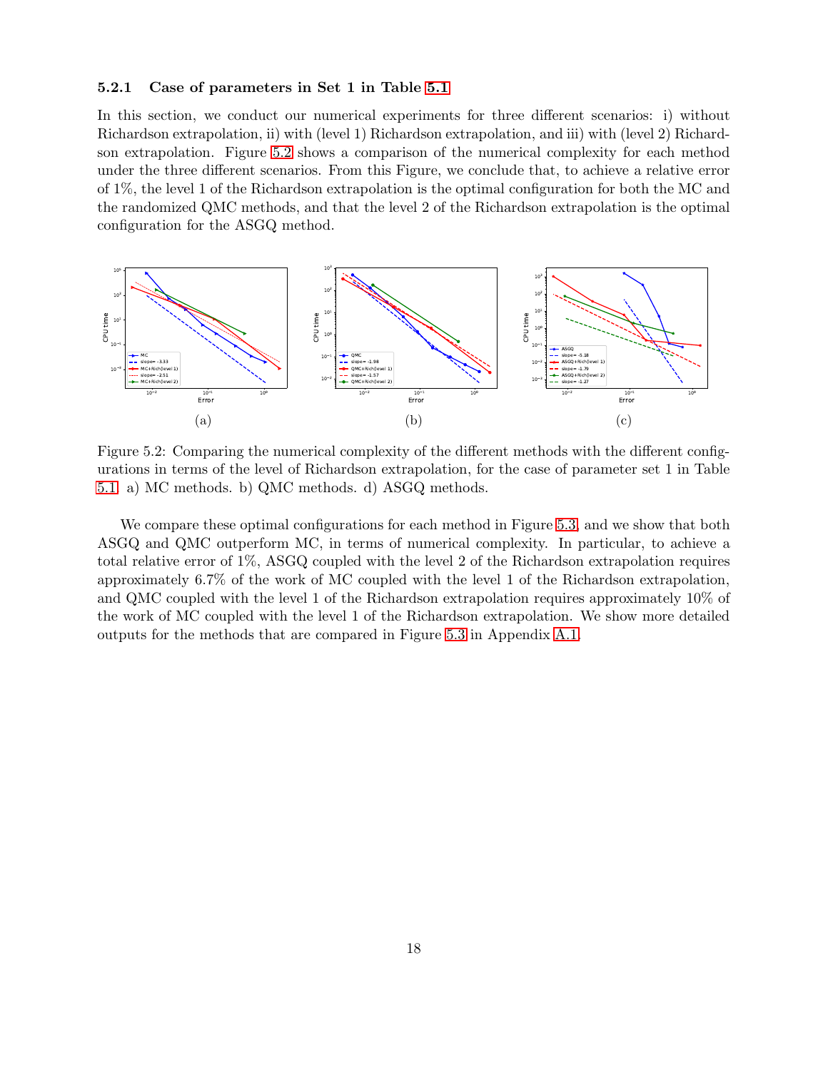#### 5.2.1 Case of parameters in Set 1 in Table 5.1

In this section, we conduct our numerical experiments for three different scenarios: i) without Richardson extrapolation, ii) with (level 1) Richardson extrapolation, and iii) with (level 2) Richardson extrapolation. Figure 5.2 shows a comparison of the numerical complexity for each method under the three different scenarios. From this Figure, we conclude that, to achieve a relative error of 1%, the level 1 of the Richardson extrapolation is the optimal configuration for both the MC and the randomized QMC methods, and that the level 2 of the Richardson extrapolation is the optimal configuration for the ASGQ method.

(a) (b) (c)

Figure 5.2: Comparing the numerical complexity of the different methods with the different configurations in terms of the level of Richardson extrapolation, for the case of parameter set 1 in Table 5.1. a) MC methods. b) QMC methods. d) ASGQ methods.

We compare these optimal configurations for each method in Figure 5.3, and we show that both ASGQ and QMC outperform MC, in terms of numerical complexity. In particular, to achieve a total relative error of 1%, ASGQ coupled with the level 2 of the Richardson extrapolation requires approximately 6.7% of the work of MC coupled with the level 1 of the Richardson extrapolation, and QMC coupled with the level 1 of the Richardson extrapolation requires approximately 10% of the work of MC coupled with the level 1 of the Richardson extrapolation. We show more detailed outputs for the methods that are compared in Figure 5.3 in Appendix A.1.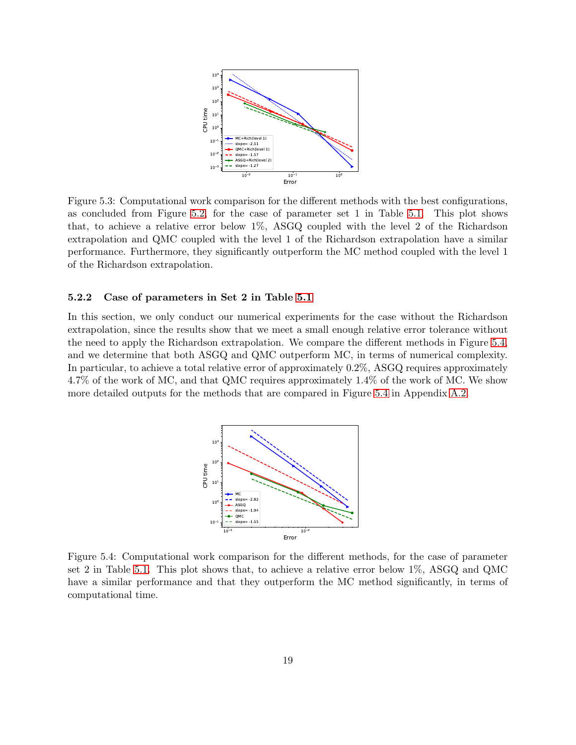Figure 5.3: Computational work comparison for the different methods with the best configurations, as concluded from Figure 5.2, for the case of parameter set 1 in Table 5.1. This plot shows that, to achieve a relative error below 1%, ASGQ coupled with the level 2 of the Richardson extrapolation and QMC coupled with the level 1 of the Richardson extrapolation have a similar performance. Furthermore, they significantly outperform the MC method coupled with the level 1 of the Richardson extrapolation.

### 5.2.2 Case of parameters in Set 2 in Table 5.1

In this section, we only conduct our numerical experiments for the case without the Richardson extrapolation, since the results show that we meet a small enough relative error tolerance without the need to apply the Richardson extrapolation. We compare the different methods in Figure 5.4, and we determine that both ASGQ and QMC outperform MC, in terms of numerical complexity. In particular, to achieve a total relative error of approximately 0.2%, ASGQ requires approximately 4.7% of the work of MC, and that QMC requires approximately 1.4% of the work of MC. We show more detailed outputs for the methods that are compared in Figure 5.4 in Appendix A.2.

Figure 5.4: Computational work comparison for the different methods, for the case of parameter set 2 in Table 5.1. This plot shows that, to achieve a relative error below 1%, ASGQ and QMC have a similar performance and that they outperform the MC method significantly, in terms of computational time.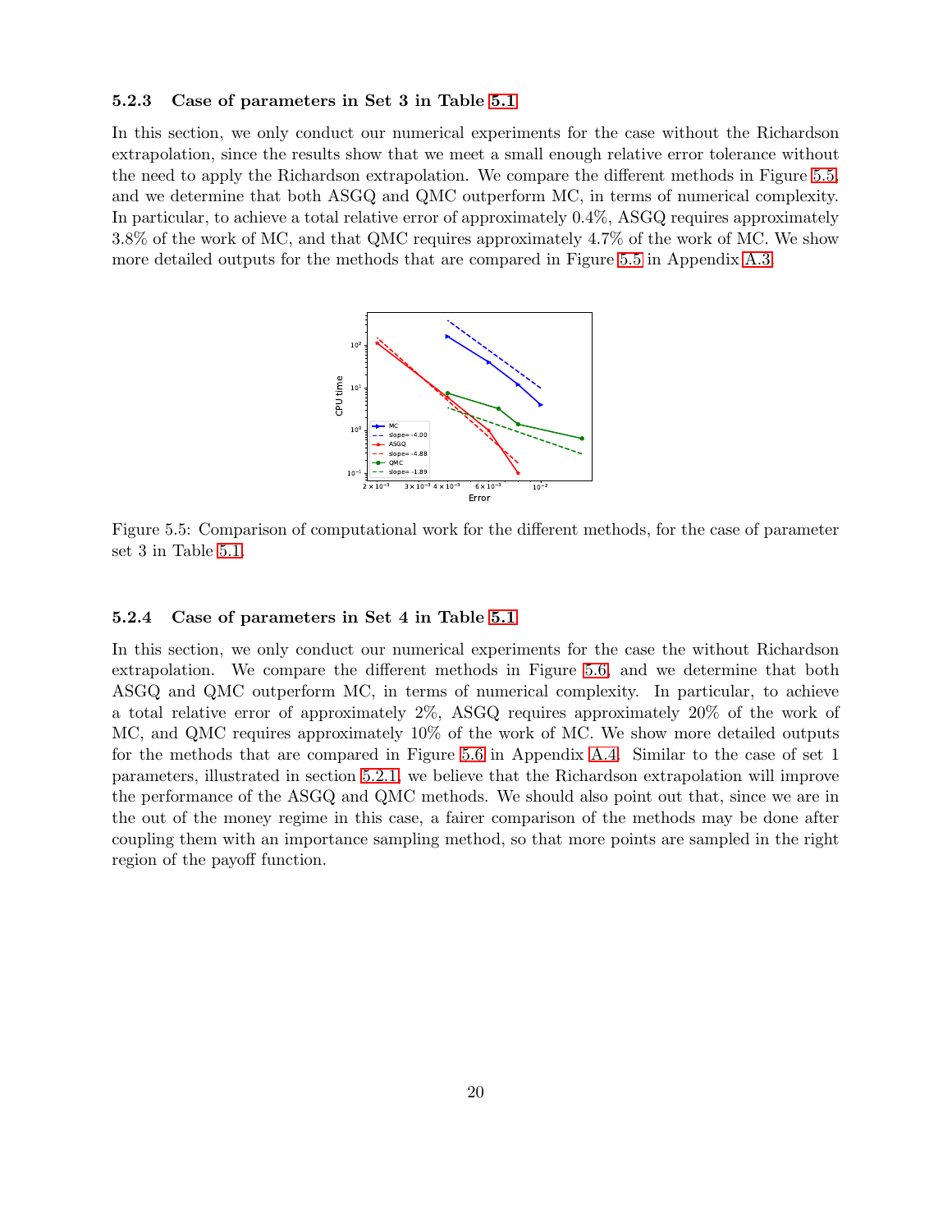### 5.2.3 Case of parameters in Set 3 in Table 5.1

In this section, we only conduct our numerical experiments for the case without the Richardson extrapolation, since the results show that we meet a small enough relative error tolerance without the need to apply the Richardson extrapolation. We compare the different methods in Figure 5.5, and we determine that both ASGQ and QMC outperform MC, in terms of numerical complexity. In particular, to achieve a total relative error of approximately 0.4%, ASGQ requires approximately 3.8% of the work of MC, and that QMC requires approximately 4.7% of the work of MC. We show more detailed outputs for the methods that are compared in Figure 5.5 in Appendix A.3.

Figure 5.5: Comparison of computational work for the different methods, for the case of parameter set 3 in Table 5.1.

### 5.2.4 Case of parameters in Set 4 in Table 5.1

In this section, we only conduct our numerical experiments for the case the without Richardson extrapolation. We compare the different methods in Figure 5.6, and we determine that both ASGQ and QMC outperform MC, in terms of numerical complexity. In particular, to achieve a total relative error of approximately 2%, ASGQ requires approximately 20% of the work of MC, and QMC requires approximately 10% of the work of MC. We show more detailed outputs for the methods that are compared in Figure 5.6 in Appendix A.4. Similar to the case of set 1 parameters, illustrated in section 5.2.1, we believe that the Richardson extrapolation will improve the performance of the ASGQ and QMC methods. We should also point out that, since we are in the out of the money regime in this case, a fairer comparison of the methods may be done after coupling them with an importance sampling method, so that more points are sampled in the right region of the payoff function.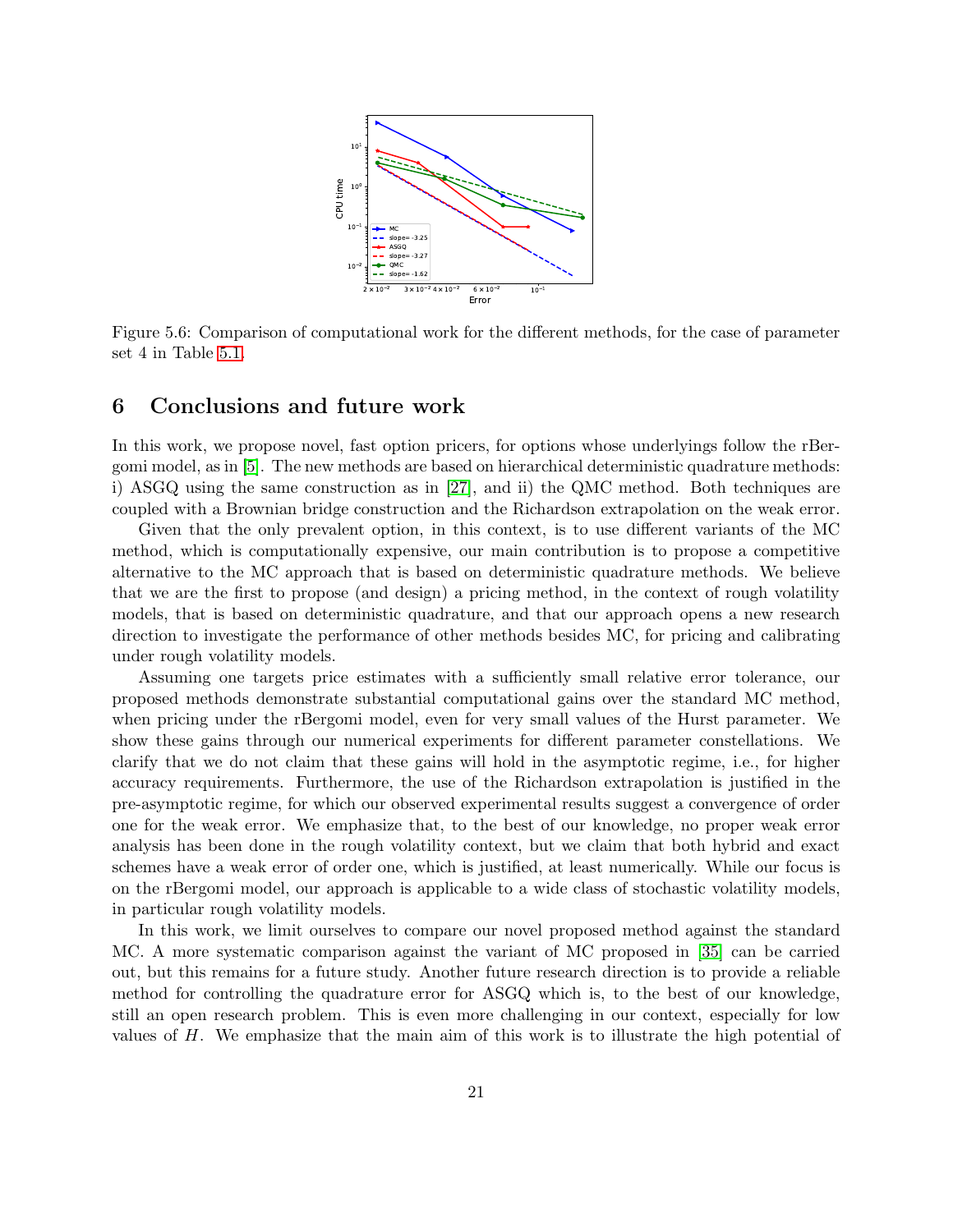Figure 5.6: Comparison of computational work for the different methods, for the case of parameter set 4 in Table 5.1.

# 6 Conclusions and future work

In this work, we propose novel, fast option pricers, for options whose underlyings follow the rBergomi model, as in [5]. The new methods are based on hierarchical deterministic quadrature methods: i) ASGQ using the same construction as in [27], and ii) the QMC method. Both techniques are coupled with a Brownian bridge construction and the Richardson extrapolation on the weak error.

Given that the only prevalent option, in this context, is to use different variants of the MC method, which is computationally expensive, our main contribution is to propose a competitive alternative to the MC approach that is based on deterministic quadrature methods. We believe that we are the first to propose (and design) a pricing method, in the context of rough volatility models, that is based on deterministic quadrature, and that our approach opens a new research direction to investigate the performance of other methods besides MC, for pricing and calibrating under rough volatility models.

Assuming one targets price estimates with a sufficiently small relative error tolerance, our proposed methods demonstrate substantial computational gains over the standard MC method, when pricing under the rBergomi model, even for very small values of the Hurst parameter. We show these gains through our numerical experiments for different parameter constellations. We clarify that we do not claim that these gains will hold in the asymptotic regime, i.e., for higher accuracy requirements. Furthermore, the use of the Richardson extrapolation is justified in the pre-asymptotic regime, for which our observed experimental results suggest a convergence of order one for the weak error. We emphasize that, to the best of our knowledge, no proper weak error analysis has been done in the rough volatility context, but we claim that both hybrid and exact schemes have a weak error of order one, which is justified, at least numerically. While our focus is on the rBergomi model, our approach is applicable to a wide class of stochastic volatility models, in particular rough volatility models.

In this work, we limit ourselves to compare our novel proposed method against the standard MC. A more systematic comparison against the variant of MC proposed in [35] can be carried out, but this remains for a future study. Another future research direction is to provide a reliable method for controlling the quadrature error for ASGQ which is, to the best of our knowledge, still an open research problem. This is even more challenging in our context, especially for low values of $H$. We emphasize that the main aim of this work is to illustrate the high potential of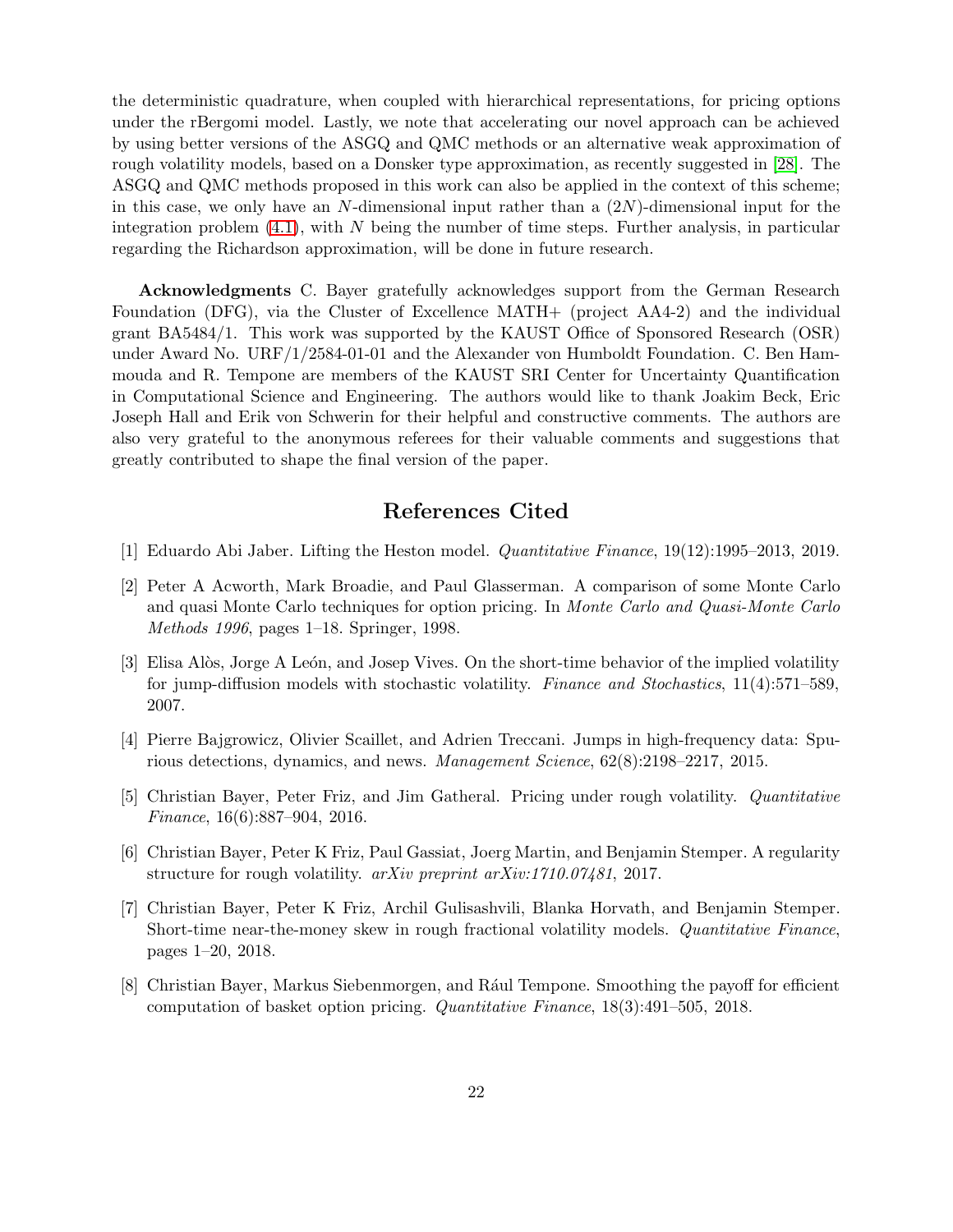the deterministic quadrature, when coupled with hierarchical representations, for pricing options under the rBergomi model. Lastly, we note that accelerating our novel approach can be achieved by using better versions of the ASGQ and QMC methods or an alternative weak approximation of rough volatility models, based on a Donsker type approximation, as recently suggested in [28]. The ASGQ and QMC methods proposed in this work can also be applied in the context of this scheme; in this case, we only have an $N$-dimensional input rather than a $(2N)$-dimensional input for the integration problem (4.1), with $N$ being the number of time steps. Further analysis, in particular regarding the Richardson approximation, will be done in future research.

**Acknowledgments** C. Bayer gratefully acknowledges support from the German Research Foundation (DFG), via the Cluster of Excellence MATH+ (project AA4-2) and the individual grant BA5484/1. This work was supported by the KAUST Office of Sponsored Research (OSR) under Award No. URF/1/2584-01-01 and the Alexander von Humboldt Foundation. C. Ben Hammouda and R. Tempone are members of the KAUST SRI Center for Uncertainty Quantification in Computational Science and Engineering. The authors would like to thank Joakim Beck, Eric Joseph Hall and Erik von Schwerin for their helpful and constructive comments. The authors are also very grateful to the anonymous referees for their valuable comments and suggestions that greatly contributed to shape the final version of the paper.

# References Cited

[1] Eduardo Abi Jaber. Lifting the Heston model. *Quantitative Finance*, 19(12):1995–2013, 2019.

[2] Peter A Acworth, Mark Broadie, and Paul Glasserman. A comparison of some Monte Carlo and quasi Monte Carlo techniques for option pricing. In *Monte Carlo and Quasi-Monte Carlo Methods 1996*, pages 1–18. Springer, 1998.

[3] Elisa Alòs, Jorge A León, and Josep Vives. On the short-time behavior of the implied volatility for jump-diffusion models with stochastic volatility. *Finance and Stochastics*, 11(4):571–589, 2007.

[4] Pierre Bajgrowicz, Olivier Scaillet, and Adrien Treccani. Jumps in high-frequency data: Spurious detections, dynamics, and news. *Management Science*, 62(8):2198–2217, 2015.

[5] Christian Bayer, Peter Friz, and Jim Gatheral. Pricing under rough volatility. *Quantitative Finance*, 16(6):887–904, 2016.

[6] Christian Bayer, Peter K Friz, Paul Gassiat, Joerg Martin, and Benjamin Stemper. A regularity structure for rough volatility. *arXiv preprint arXiv:1710.07481*, 2017.

[7] Christian Bayer, Peter K Friz, Archil Gulisashvili, Blanka Horvath, and Benjamin Stemper. Short-time near-the-money skew in rough fractional volatility models. *Quantitative Finance*, pages 1–20, 2018.

[8] Christian Bayer, Markus Siebenmorgen, and Rául Tempone. Smoothing the payoff for efficient computation of basket option pricing. *Quantitative Finance*, 18(3):491–505, 2018.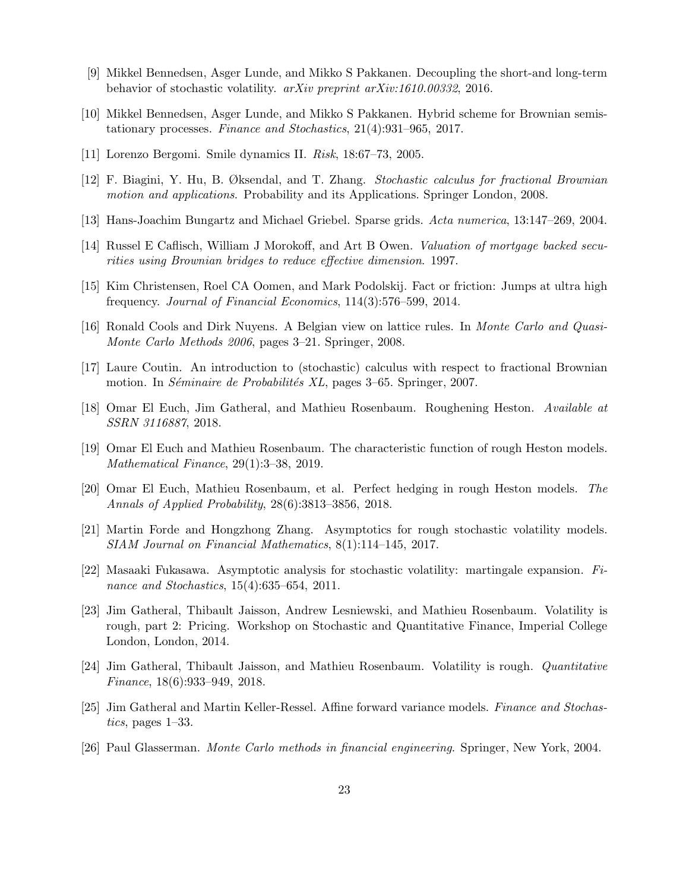[9] Mikkel Bennedsen, Asger Lunde, and Mikko S Pakkanen. Decoupling the short-and long-term behavior of stochastic volatility. *arXiv preprint arXiv:1610.00332*, 2016.

[10] Mikkel Bennedsen, Asger Lunde, and Mikko S Pakkanen. Hybrid scheme for Brownian semistationary processes. *Finance and Stochastics*, 21(4):931–965, 2017.

[11] Lorenzo Bergomi. Smile dynamics II. *Risk*, 18:67–73, 2005.

[12] F. Biagini, Y. Hu, B. Øksendal, and T. Zhang. *Stochastic calculus for fractional Brownian motion and applications*. Probability and its Applications. Springer London, 2008.

[13] Hans-Joachim Bungartz and Michael Griebel. Sparse grids. *Acta numerica*, 13:147–269, 2004.

[14] Russel E Caflisch, William J Morokoff, and Art B Owen. *Valuation of mortgage backed securities using Brownian bridges to reduce effective dimension*. 1997.

[15] Kim Christensen, Roel CA Oomen, and Mark Podolskij. Fact or friction: Jumps at ultra high frequency. *Journal of Financial Economics*, 114(3):576–599, 2014.

[16] Ronald Cools and Dirk Nuyens. A Belgian view on lattice rules. In *Monte Carlo and Quasi-Monte Carlo Methods 2006*, pages 3–21. Springer, 2008.

[17] Laure Coutin. An introduction to (stochastic) calculus with respect to fractional Brownian motion. In *Séminaire de Probabilités XL*, pages 3–65. Springer, 2007.

[18] Omar El Euch, Jim Gatheral, and Mathieu Rosenbaum. Roughening Heston. *Available at SSRN 3116887*, 2018.

[19] Omar El Euch and Mathieu Rosenbaum. The characteristic function of rough Heston models. *Mathematical Finance*, 29(1):3–38, 2019.

[20] Omar El Euch, Mathieu Rosenbaum, et al. Perfect hedging in rough Heston models. *The Annals of Applied Probability*, 28(6):3813–3856, 2018.

[21] Martin Forde and Hongzhong Zhang. Asymptotics for rough stochastic volatility models. *SIAM Journal on Financial Mathematics*, 8(1):114–145, 2017.

[22] Masaaki Fukasawa. Asymptotic analysis for stochastic volatility: martingale expansion. *Finance and Stochastics*, 15(4):635–654, 2011.

[23] Jim Gatheral, Thibault Jaisson, Andrew Lesniewski, and Mathieu Rosenbaum. Volatility is rough, part 2: Pricing. Workshop on Stochastic and Quantitative Finance, Imperial College London, London, 2014.

[24] Jim Gatheral, Thibault Jaisson, and Mathieu Rosenbaum. Volatility is rough. *Quantitative Finance*, 18(6):933–949, 2018.

[25] Jim Gatheral and Martin Keller-Ressel. Affine forward variance models. *Finance and Stochastics*, pages 1–33.

[26] Paul Glasserman. *Monte Carlo methods in financial engineering*. Springer, New York, 2004.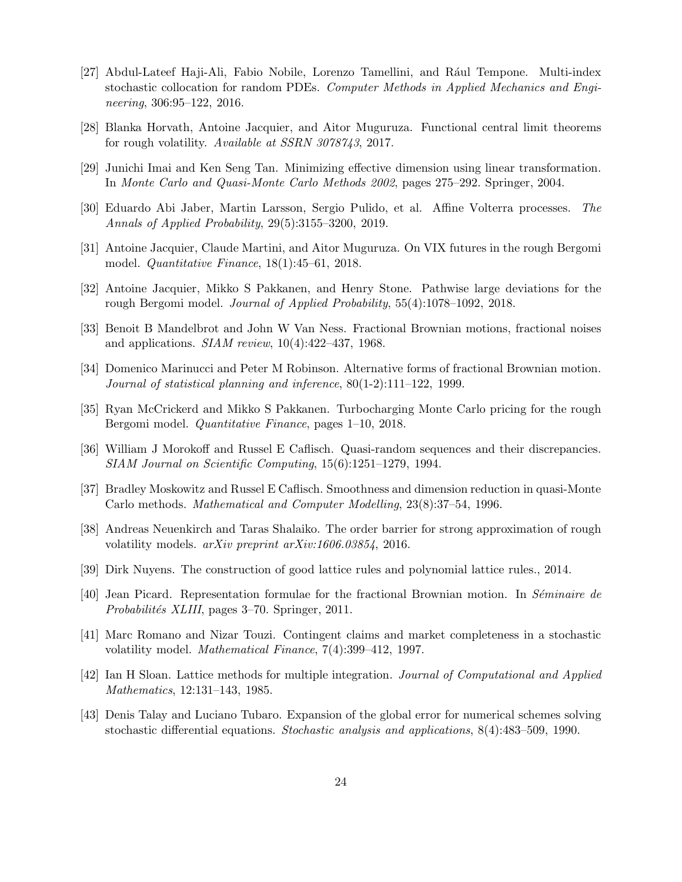[27] Abdul-Lateef Haji-Ali, Fabio Nobile, Lorenzo Tamellini, and Rául Tempone. Multi-index stochastic collocation for random PDEs. *Computer Methods in Applied Mechanics and Engineering*, 306:95–122, 2016.

[28] Blanka Horvath, Antoine Jacquier, and Aitor Muguruza. Functional central limit theorems for rough volatility. *Available at SSRN 3078743*, 2017.

[29] Junichi Imai and Ken Seng Tan. Minimizing effective dimension using linear transformation. In *Monte Carlo and Quasi-Monte Carlo Methods 2002*, pages 275–292. Springer, 2004.

[30] Eduardo Abi Jaber, Martin Larsson, Sergio Pulido, et al. Affine Volterra processes. *The Annals of Applied Probability*, 29(5):3155–3200, 2019.

[31] Antoine Jacquier, Claude Martini, and Aitor Muguruza. On VIX futures in the rough Bergomi model. *Quantitative Finance*, 18(1):45–61, 2018.

[32] Antoine Jacquier, Mikko S Pakkanen, and Henry Stone. Pathwise large deviations for the rough Bergomi model. *Journal of Applied Probability*, 55(4):1078–1092, 2018.

[33] Benoit B Mandelbrot and John W Van Ness. Fractional Brownian motions, fractional noises and applications. *SIAM review*, 10(4):422–437, 1968.

[34] Domenico Marinucci and Peter M Robinson. Alternative forms of fractional Brownian motion. *Journal of statistical planning and inference*, 80(1-2):111–122, 1999.

[35] Ryan McCrickerd and Mikko S Pakkanen. Turbocharging Monte Carlo pricing for the rough Bergomi model. *Quantitative Finance*, pages 1–10, 2018.

[36] William J Morokoff and Russel E Caflisch. Quasi-random sequences and their discrepancies. *SIAM Journal on Scientific Computing*, 15(6):1251–1279, 1994.

[37] Bradley Moskowitz and Russel E Caflisch. Smoothness and dimension reduction in quasi-Monte Carlo methods. *Mathematical and Computer Modelling*, 23(8):37–54, 1996.

[38] Andreas Neuenkirch and Taras Shalaiko. The order barrier for strong approximation of rough volatility models. *arXiv preprint arXiv:1606.03854*, 2016.

[39] Dirk Nuyens. The construction of good lattice rules and polynomial lattice rules., 2014.

[40] Jean Picard. Representation formulae for the fractional Brownian motion. In *Séminaire de Probabilités XLIII*, pages 3–70. Springer, 2011.

[41] Marc Romano and Nizar Touzi. Contingent claims and market completeness in a stochastic volatility model. *Mathematical Finance*, 7(4):399–412, 1997.

[42] Ian H Sloan. Lattice methods for multiple integration. *Journal of Computational and Applied Mathematics*, 12:131–143, 1985.

[43] Denis Talay and Luciano Tubaro. Expansion of the global error for numerical schemes solving stochastic differential equations. *Stochastic analysis and applications*, 8(4):483–509, 1990.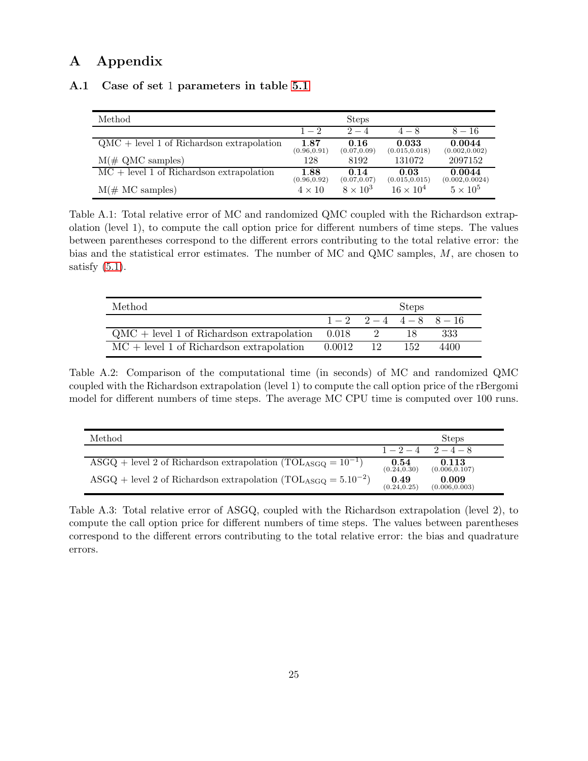# A Appendix

## A.1 Case of set 1 parameters in table 5.1

| Method | Steps | | | |
|---|---|---|---|---|
| | $1-2$ | $2-4$ | $4-8$ | $8-16$ |
| QMC + level 1 of Richardson extrapolation | **1.87** (0.96,0.91) | **0.16** (0.07,0.09) | **0.033** (0.015,0.018) | **0.0044** (0.002,0.002) |
| M(# QMC samples) | 128 | 8192 | 131072 | 2097152 |
| MC + level 1 of Richardson extrapolation | **1.88** (0.96,0.92) | **0.14** (0.07,0.07) | **0.03** (0.015,0.015) | **0.0044** (0.002,0.0024) |
| M(# MC samples) | $4 \times 10$ | $8 \times 10^3$ | $16 \times 10^4$ | $5 \times 10^5$ |

Table A.1: Total relative error of MC and randomized QMC coupled with the Richardson extrapolation (level 1), to compute the call option price for different numbers of time steps. The values between parentheses correspond to the different errors contributing to the total relative error: the bias and the statistical error estimates. The number of MC and QMC samples, $M$, are chosen to satisfy (5.1).

| Method | Steps | | | |
|---|---|---|---|---|
| | $1-2$ | $2-4$ | $4-8$ | $8-16$ |
| QMC + level 1 of Richardson extrapolation | 0.018 | 2 | 18 | 333 |
| MC + level 1 of Richardson extrapolation | 0.0012 | 12 | 152 | 4400 |

Table A.2: Comparison of the computational time (in seconds) of MC and randomized QMC coupled with the Richardson extrapolation (level 1) to compute the call option price of the rBergomi model for different numbers of time steps. The average MC CPU time is computed over 100 runs.

| Method | Steps | |
|---|---|---|
| | $1-2-4$ | $2-4-8$ |
| ASGQ + level 2 of Richardson extrapolation ($\text{TOL}_{\text{ASGQ}} = 10^{-1}$) | **0.54** (0.24,0.30) | **0.113** (0.006,0.107) |
| ASGQ + level 2 of Richardson extrapolation ($\text{TOL}_{\text{ASGQ}} = 5.10^{-2}$) | **0.49** (0.24,0.25) | **0.009** (0.006,0.003) |

Table A.3: Total relative error of ASGQ, coupled with the Richardson extrapolation (level 2), to compute the call option price for different numbers of time steps. The values between parentheses correspond to the different errors contributing to the total relative error: the bias and quadrature errors.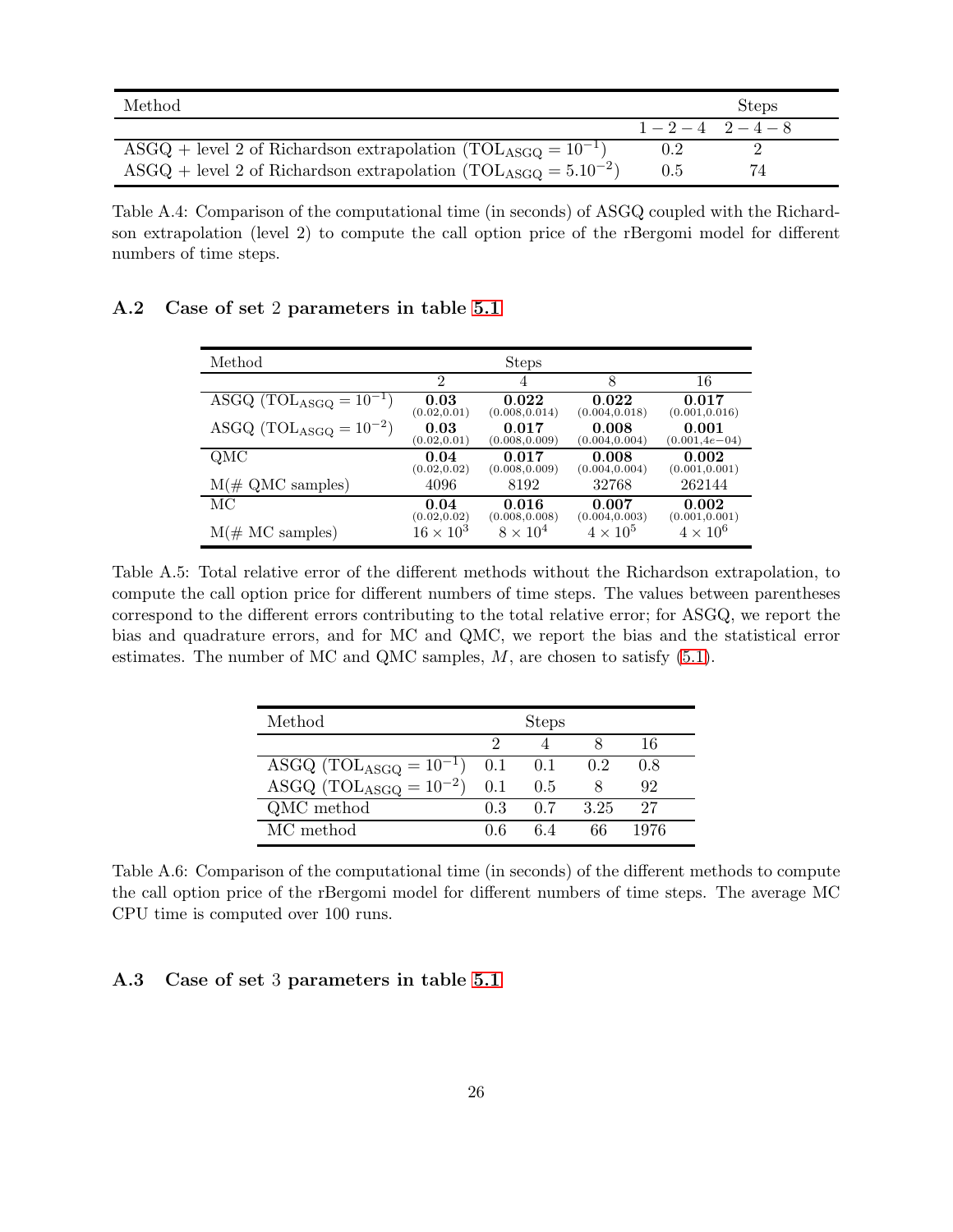| Method | Steps | |
|---|---|---|
| | $1-2-4$ | $2-4-8$ |
| ASGQ + level 2 of Richardson extrapolation ($\text{TOL}_{\text{ASGQ}} = 10^{-1}$) | 0.2 | 2 |
| ASGQ + level 2 of Richardson extrapolation ($\text{TOL}_{\text{ASGQ}} = 5.10^{-2}$) | 0.5 | 74 |

Table A.4: Comparison of the computational time (in seconds) of ASGQ coupled with the Richardson extrapolation (level 2) to compute the call option price of the rBergomi model for different numbers of time steps.

### A.2 Case of set 2 parameters in table 5.1

| Method | Steps | | | |
|---|---|---|---|---|
| | 2 | 4 | 8 | 16 |
| ASGQ ($\text{TOL}_{\text{ASGQ}} = 10^{-1}$) | **0.03** (0.02,0.01) | **0.022** (0.008,0.014) | **0.022** (0.004,0.018) | **0.017** (0.001,0.016) |
| ASGQ ($\text{TOL}_{\text{ASGQ}} = 10^{-2}$) | **0.03** (0.02,0.01) | **0.017** (0.008,0.009) | **0.008** (0.004,0.004) | **0.001** (0.001,4e−04) |
| QMC | **0.04** (0.02,0.02) | **0.017** (0.008,0.009) | **0.008** (0.004,0.004) | **0.002** (0.001,0.001) |
| M(# QMC samples) | 4096 | 8192 | 32768 | 262144 |
| MC | **0.04** (0.02,0.02) | **0.016** (0.008,0.008) | **0.007** (0.004,0.003) | **0.002** (0.001,0.001) |
| M(# MC samples) | $16 \times 10^3$ | $8 \times 10^4$ | $4 \times 10^5$ | $4 \times 10^6$ |

Table A.5: Total relative error of the different methods without the Richardson extrapolation, to compute the call option price for different numbers of time steps. The values between parentheses correspond to the different errors contributing to the total relative error; for ASGQ, we report the bias and quadrature errors, and for MC and QMC, we report the bias and the statistical error estimates. The number of MC and QMC samples, $M$, are chosen to satisfy (5.1).

| Method | Steps | | | |
|---|---|---|---|---|
| | 2 | 4 | 8 | 16 |
| ASGQ ($\text{TOL}_{\text{ASGQ}} = 10^{-1}$) | 0.1 | 0.1 | 0.2 | 0.8 |
| ASGQ ($\text{TOL}_{\text{ASGQ}} = 10^{-2}$) | 0.1 | 0.5 | 8 | 92 |
| QMC method | 0.3 | 0.7 | 3.25 | 27 |
| MC method | 0.6 | 6.4 | 66 | 1976 |

Table A.6: Comparison of the computational time (in seconds) of the different methods to compute the call option price of the rBergomi model for different numbers of time steps. The average MC CPU time is computed over 100 runs.

### A.3 Case of set 3 parameters in table 5.1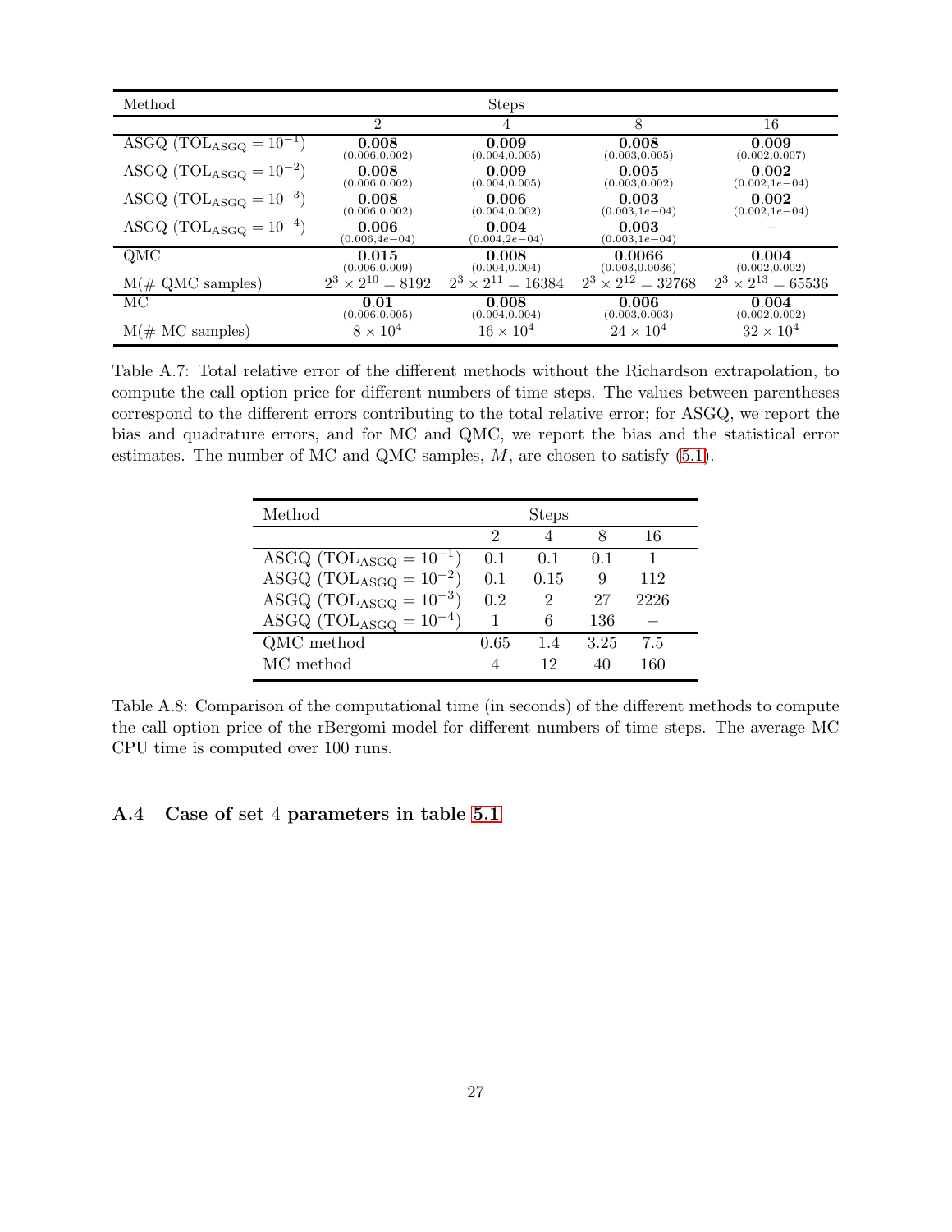| Method | Steps | | | |
|---|---|---|---|---|
| | 2 | 4 | 8 | 16 |
| ASGQ ($\mathrm{TOL}_{\mathrm{ASGQ}} = 10^{-1}$) | **0.008** (0.006,0.002) | **0.009** (0.004,0.005) | **0.008** (0.003,0.005) | **0.009** (0.002,0.007) |
| ASGQ ($\mathrm{TOL}_{\mathrm{ASGQ}} = 10^{-2}$) | **0.008** (0.006,0.002) | **0.009** (0.004,0.005) | **0.005** (0.003,0.002) | **0.002** (0.002,1e−04) |
| ASGQ ($\mathrm{TOL}_{\mathrm{ASGQ}} = 10^{-3}$) | **0.008** (0.006,0.002) | **0.006** (0.004,0.002) | **0.003** (0.003,1e−04) | **0.002** (0.002,1e−04) |
| ASGQ ($\mathrm{TOL}_{\mathrm{ASGQ}} = 10^{-4}$) | **0.006** (0.006,4e−04) | **0.004** (0.004,2e−04) | **0.003** (0.003,1e−04) | − |
| QMC | **0.015** (0.006,0.009) | **0.008** (0.004,0.004) | **0.0066** (0.003,0.0036) | **0.004** (0.002,0.002) |
| M(# QMC samples) | $2^3 \times 2^{10} = 8192$ | $2^3 \times 2^{11} = 16384$ | $2^3 \times 2^{12} = 32768$ | $2^3 \times 2^{13} = 65536$ |
| MC | **0.01** (0.006,0.005) | **0.008** (0.004,0.004) | **0.006** (0.003,0.003) | **0.004** (0.002,0.002) |
| M(# MC samples) | $8 \times 10^4$ | $16 \times 10^4$ | $24 \times 10^4$ | $32 \times 10^4$ |

Table A.7: Total relative error of the different methods without the Richardson extrapolation, to compute the call option price for different numbers of time steps. The values between parentheses correspond to the different errors contributing to the total relative error; for ASGQ, we report the bias and quadrature errors, and for MC and QMC, we report the bias and the statistical error estimates. The number of MC and QMC samples, $M$, are chosen to satisfy (5.1).

| Method | Steps | | | |
|---|---|---|---|---|
| | 2 | 4 | 8 | 16 |
| ASGQ ($\mathrm{TOL}_{\mathrm{ASGQ}} = 10^{-1}$) | 0.1 | 0.1 | 0.1 | 1 |
| ASGQ ($\mathrm{TOL}_{\mathrm{ASGQ}} = 10^{-2}$) | 0.1 | 0.15 | 9 | 112 |
| ASGQ ($\mathrm{TOL}_{\mathrm{ASGQ}} = 10^{-3}$) | 0.2 | 2 | 27 | 2226 |
| ASGQ ($\mathrm{TOL}_{\mathrm{ASGQ}} = 10^{-4}$) | 1 | 6 | 136 | − |
| QMC method | 0.65 | 1.4 | 3.25 | 7.5 |
| MC method | 4 | 12 | 40 | 160 |

Table A.8: Comparison of the computational time (in seconds) of the different methods to compute the call option price of the rBergomi model for different numbers of time steps. The average MC CPU time is computed over 100 runs.

### A.4 Case of set 4 parameters in table 5.1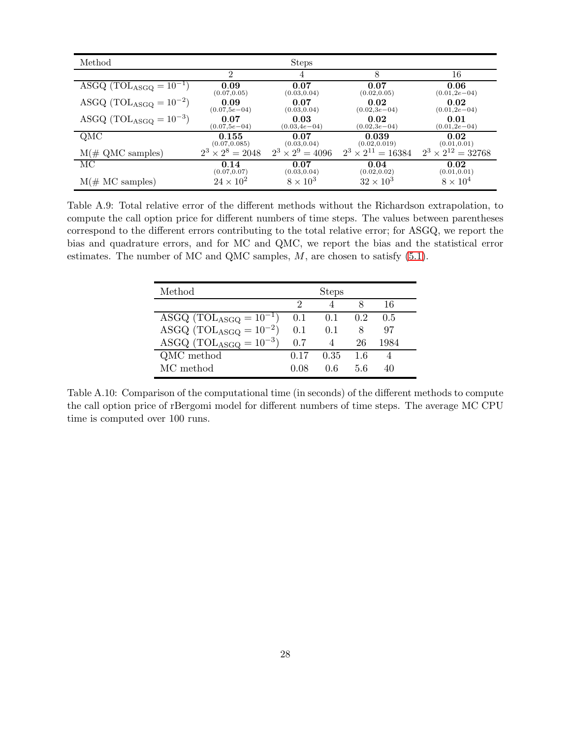| Method | Steps | | | |
|---|---|---|---|---|
| | 2 | 4 | 8 | 16 |
| ASGQ ($\text{TOL}_{\text{ASGQ}} = 10^{-1}$) | **0.09** (0.07,0.05) | **0.07** (0.03,0.04) | **0.07** (0.02,0.05) | **0.06** (0.01,2e−04) |
| ASGQ ($\text{TOL}_{\text{ASGQ}} = 10^{-2}$) | **0.09** (0.07,5e−04) | **0.07** (0.03,0.04) | **0.02** (0.02,3e−04) | **0.02** (0.01,2e−04) |
| ASGQ ($\text{TOL}_{\text{ASGQ}} = 10^{-3}$) | **0.07** (0.07,5e−04) | **0.03** (0.03,4e−04) | **0.02** (0.02,3e−04) | **0.01** (0.01,2e−04) |
| QMC | **0.155** (0.07,0.085) | **0.07** (0.03,0.04) | **0.039** (0.02,0.019) | **0.02** (0.01,0.01) |
| M(# QMC samples) | $2^3 \times 2^8 = 2048$ | $2^3 \times 2^9 = 4096$ | $2^3 \times 2^{11} = 16384$ | $2^3 \times 2^{12} = 32768$ |
| MC | **0.14** (0.07,0.07) | **0.07** (0.03,0.04) | **0.04** (0.02,0.02) | **0.02** (0.01,0.01) |
| M(# MC samples) | $24 \times 10^2$ | $8 \times 10^3$ | $32 \times 10^3$ | $8 \times 10^4$ |

Table A.9: Total relative error of the different methods without the Richardson extrapolation, to compute the call option price for different numbers of time steps. The values between parentheses correspond to the different errors contributing to the total relative error; for ASGQ, we report the bias and quadrature errors, and for MC and QMC, we report the bias and the statistical error estimates. The number of MC and QMC samples, $M$, are chosen to satisfy (5.1).

| Method | Steps | | | |
|---|---|---|---|---|
| | 2 | 4 | 8 | 16 |
| ASGQ ($\text{TOL}_{\text{ASGQ}} = 10^{-1}$) | 0.1 | 0.1 | 0.2 | 0.5 |
| ASGQ ($\text{TOL}_{\text{ASGQ}} = 10^{-2}$) | 0.1 | 0.1 | 8 | 97 |
| ASGQ ($\text{TOL}_{\text{ASGQ}} = 10^{-3}$) | 0.7 | 4 | 26 | 1984 |
| QMC method | 0.17 | 0.35 | 1.6 | 4 |
| MC method | 0.08 | 0.6 | 5.6 | 40 |

Table A.10: Comparison of the computational time (in seconds) of the different methods to compute the call option price of rBergomi model for different numbers of time steps. The average MC CPU time is computed over 100 runs.